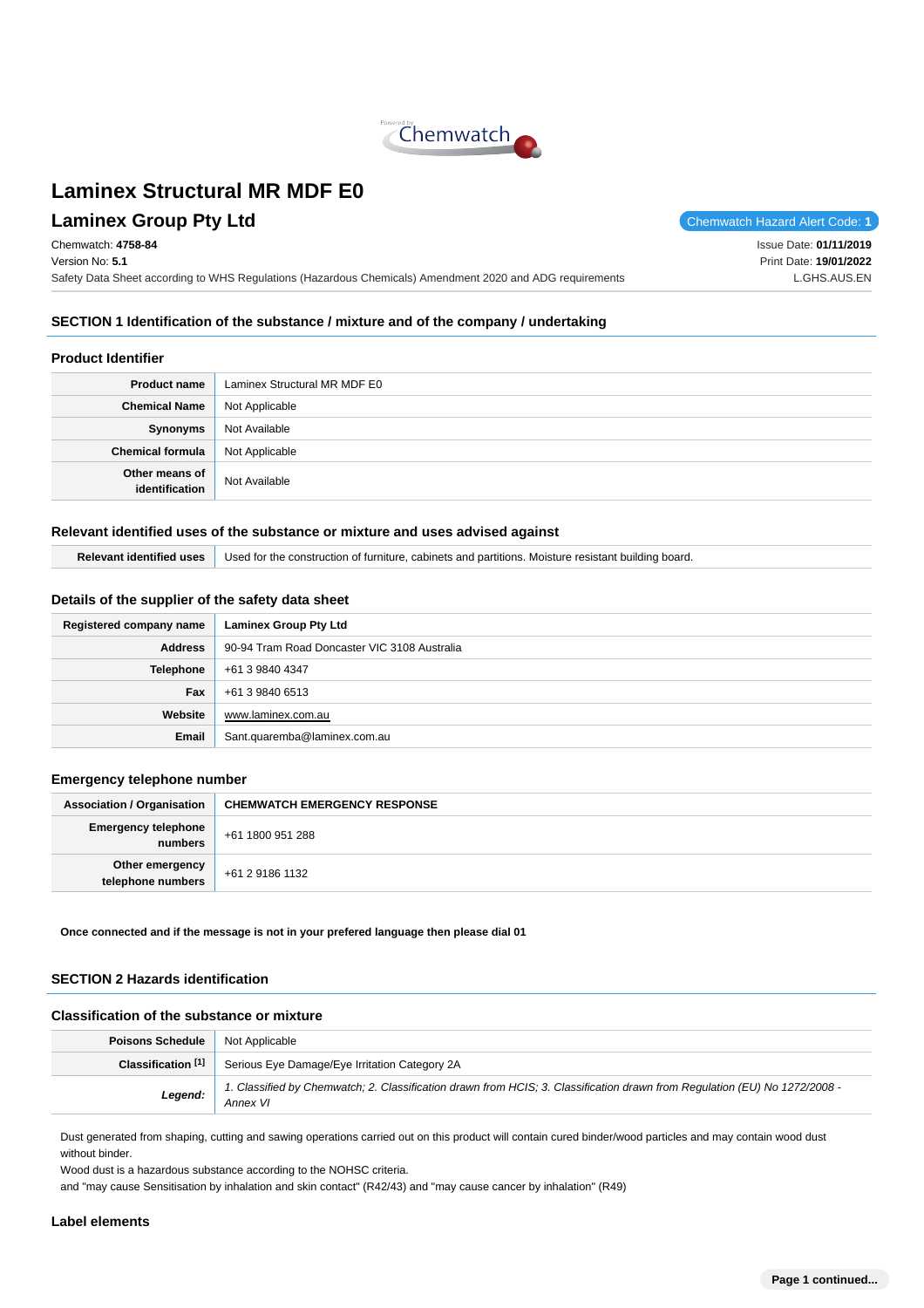# Laminex Structural MR MDF E0

## Laminex Group Pty Ltd

Chemwatch Hazard Alert Code: **1**

Chemwatch: **4758-84**
Version No: **5.1**
Safety Data Sheet according to WHS Regulations (Hazardous Chemicals) Amendment 2020 and ADG requirements

Issue Date: **01/11/2019**
Print Date: **19/01/2022**
L.GHS.AUS.EN

## SECTION 1 Identification of the substance / mixture and of the company / undertaking

### Product Identifier

| | |
|---|---|
| **Product name** | Laminex Structural MR MDF E0 |
| **Chemical Name** | Not Applicable |
| **Synonyms** | Not Available |
| **Chemical formula** | Not Applicable |
| **Other means of identification** | Not Available |

### Relevant identified uses of the substance or mixture and uses advised against

| | |
|---|---|
| **Relevant identified uses** | Used for the construction of furniture, cabinets and partitions. Moisture resistant building board. |

### Details of the supplier of the safety data sheet

| | |
|---|---|
| **Registered company name** | **Laminex Group Pty Ltd** |
| **Address** | 90-94 Tram Road Doncaster VIC 3108 Australia |
| **Telephone** | +61 3 9840 4347 |
| **Fax** | +61 3 9840 6513 |
| **Website** | www.laminex.com.au |
| **Email** | Sant.quaremba@laminex.com.au |

### Emergency telephone number

| | |
|---|---|
| **Association / Organisation** | **CHEMWATCH EMERGENCY RESPONSE** |
| **Emergency telephone numbers** | +61 1800 951 288 |
| **Other emergency telephone numbers** | +61 2 9186 1132 |

**Once connected and if the message is not in your prefered language then please dial 01**

## SECTION 2 Hazards identification

### Classification of the substance or mixture

| | |
|---|---|
| **Poisons Schedule** | Not Applicable |
| **Classification [1]** | Serious Eye Damage/Eye Irritation Category 2A |
| ***Legend:*** | *1. Classified by Chemwatch; 2. Classification drawn from HCIS; 3. Classification drawn from Regulation (EU) No 1272/2008 - Annex VI* |

Dust generated from shaping, cutting and sawing operations carried out on this product will contain cured binder/wood particles and may contain wood dust without binder.
Wood dust is a hazardous substance according to the NOHSC criteria.
and "may cause Sensitisation by inhalation and skin contact" (R42/43) and "may cause cancer by inhalation" (R49)

### Label elements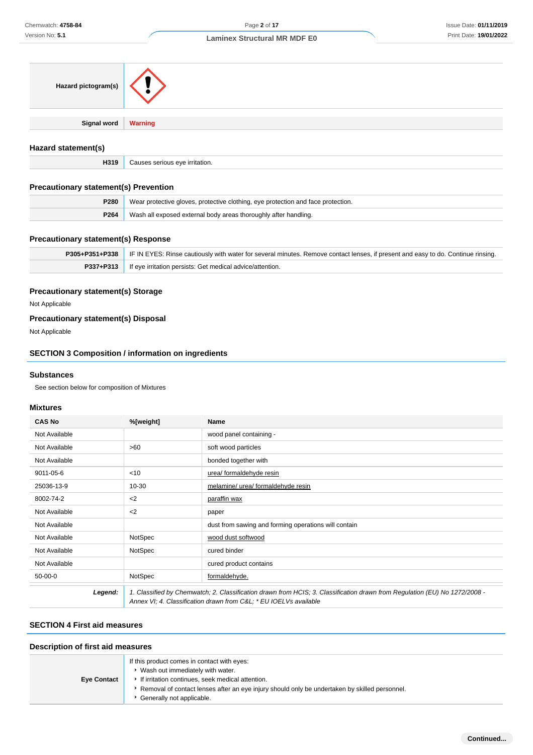| | |
|---|---|
| **Hazard pictogram(s)** | |
| **Signal word** | **Warning** |

### Hazard statement(s)

| | |
|---|---|
| **H319** | Causes serious eye irritation. |

### Precautionary statement(s) Prevention

| | |
|---|---|
| **P280** | Wear protective gloves, protective clothing, eye protection and face protection. |
| **P264** | Wash all exposed external body areas thoroughly after handling. |

### Precautionary statement(s) Response

| | |
|---|---|
| **P305+P351+P338** | IF IN EYES: Rinse cautiously with water for several minutes. Remove contact lenses, if present and easy to do. Continue rinsing. |
| **P337+P313** | If eye irritation persists: Get medical advice/attention. |

### Precautionary statement(s) Storage

Not Applicable

### Precautionary statement(s) Disposal

Not Applicable

## SECTION 3 Composition / information on ingredients

### Substances

See section below for composition of Mixtures

### Mixtures

| CAS No | %[weight] | Name |
|---|---|---|
| Not Available | | wood panel containing - |
| Not Available | >60 | soft wood particles |
| Not Available | | bonded together with |
| 9011-05-6 | <10 | urea/ formaldehyde resin |
| 25036-13-9 | 10-30 | melamine/ urea/ formaldehyde resin |
| 8002-74-2 | <2 | paraffin wax |
| Not Available | <2 | paper |
| Not Available | | dust from sawing and forming operations will contain |
| Not Available | NotSpec | wood dust softwood |
| Not Available | NotSpec | cured binder |
| Not Available | | cured product contains |
| 50-00-0 | NotSpec | formaldehyde. |
| ***Legend:*** | *1. Classified by Chemwatch; 2. Classification drawn from HCIS; 3. Classification drawn from Regulation (EU) No 1272/2008 - Annex VI; 4. Classification drawn from C&L; * EU IOELVs available* | |

## SECTION 4 First aid measures

### Description of first aid measures

| | |
|---|---|
| **Eye Contact** | If this product comes in contact with eyes:<br>‣ Wash out immediately with water.<br>‣ If irritation continues, seek medical attention.<br>‣ Removal of contact lenses after an eye injury should only be undertaken by skilled personnel.<br>‣ Generally not applicable. |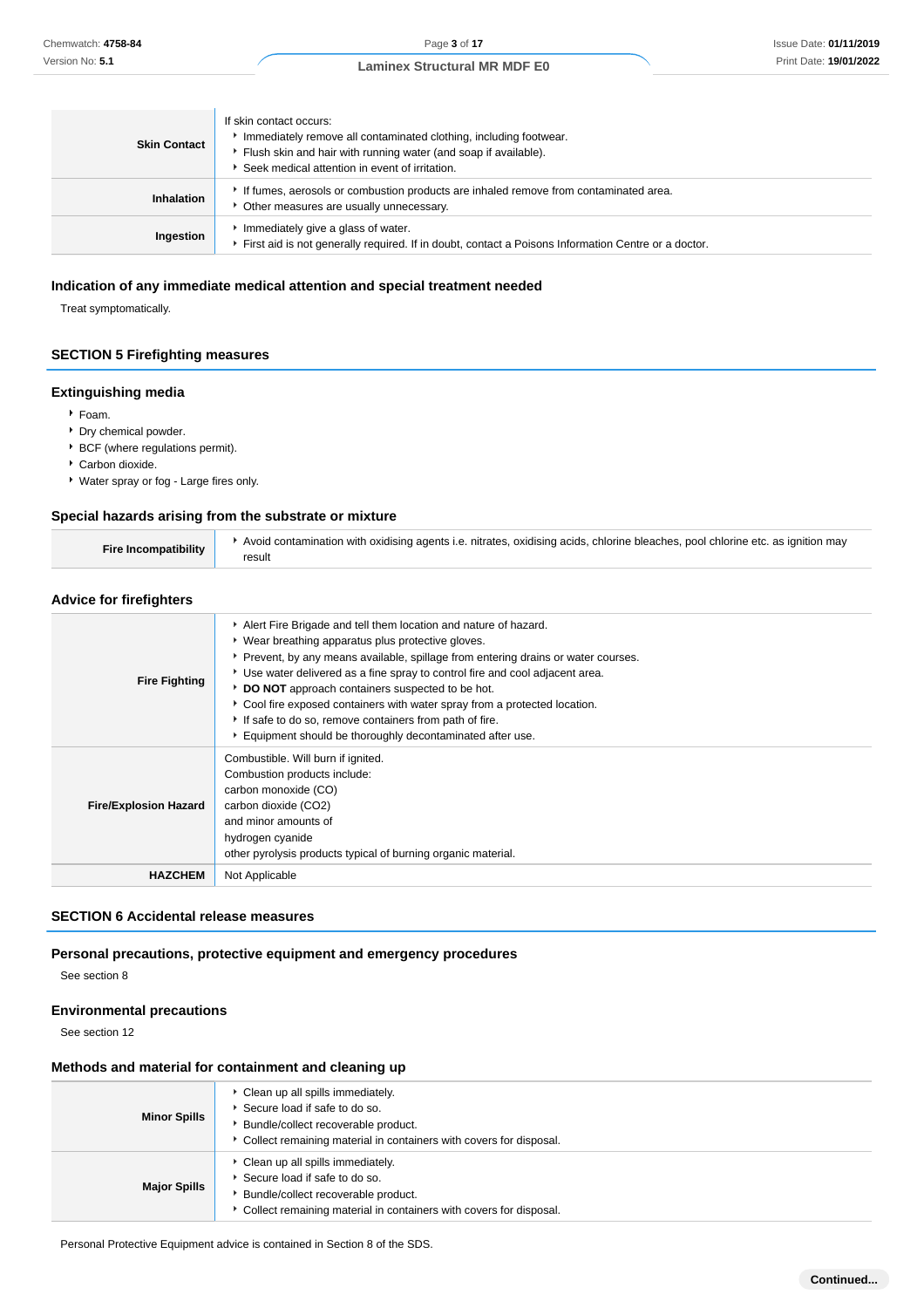| | |
|---|---|
| **Skin Contact** | If skin contact occurs:<br>• Immediately remove all contaminated clothing, including footwear.<br>• Flush skin and hair with running water (and soap if available).<br>• Seek medical attention in event of irritation. |
| **Inhalation** | • If fumes, aerosols or combustion products are inhaled remove from contaminated area.<br>• Other measures are usually unnecessary. |
| **Ingestion** | • Immediately give a glass of water.<br>• First aid is not generally required. If in doubt, contact a Poisons Information Centre or a doctor. |

### Indication of any immediate medical attention and special treatment needed

Treat symptomatically.

## SECTION 5 Firefighting measures

### Extinguishing media

- Foam.
- Dry chemical powder.
- BCF (where regulations permit).
- Carbon dioxide.
- Water spray or fog - Large fires only.

### Special hazards arising from the substrate or mixture

| | |
|---|---|
| **Fire Incompatibility** | • Avoid contamination with oxidising agents i.e. nitrates, oxidising acids, chlorine bleaches, pool chlorine etc. as ignition may result |

### Advice for firefighters

| | |
|---|---|
| **Fire Fighting** | • Alert Fire Brigade and tell them location and nature of hazard.<br>• Wear breathing apparatus plus protective gloves.<br>• Prevent, by any means available, spillage from entering drains or water courses.<br>• Use water delivered as a fine spray to control fire and cool adjacent area.<br>• **DO NOT** approach containers suspected to be hot.<br>• Cool fire exposed containers with water spray from a protected location.<br>• If safe to do so, remove containers from path of fire.<br>• Equipment should be thoroughly decontaminated after use. |
| **Fire/Explosion Hazard** | Combustible. Will burn if ignited.<br>Combustion products include:<br>carbon monoxide (CO)<br>carbon dioxide ($CO_2$)<br>and minor amounts of<br>hydrogen cyanide<br>other pyrolysis products typical of burning organic material. |
| **HAZCHEM** | Not Applicable |

## SECTION 6 Accidental release measures

### Personal precautions, protective equipment and emergency procedures

See section 8

### Environmental precautions

See section 12

### Methods and material for containment and cleaning up

| | |
|---|---|
| **Minor Spills** | • Clean up all spills immediately.<br>• Secure load if safe to do so.<br>• Bundle/collect recoverable product.<br>• Collect remaining material in containers with covers for disposal. |
| **Major Spills** | • Clean up all spills immediately.<br>• Secure load if safe to do so.<br>• Bundle/collect recoverable product.<br>• Collect remaining material in containers with covers for disposal. |

Personal Protective Equipment advice is contained in Section 8 of the SDS.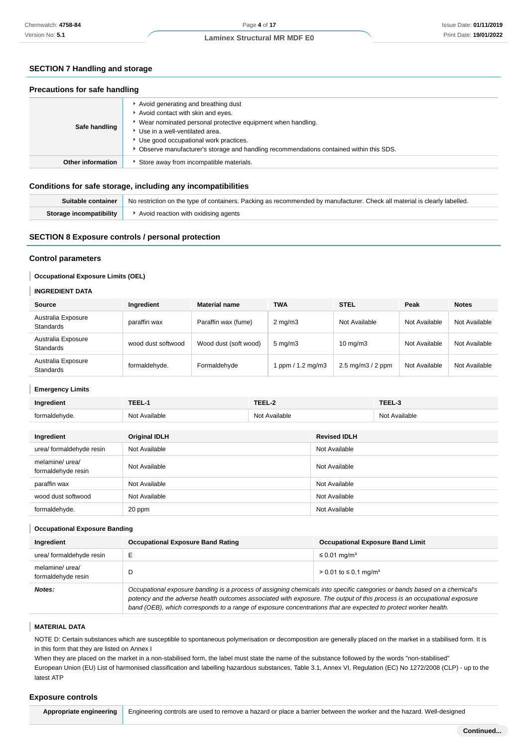## SECTION 7 Handling and storage

### Precautions for safe handling

| | |
|---|---|
| **Safe handling** | ‣ Avoid generating and breathing dust<br>‣ Avoid contact with skin and eyes.<br>‣ Wear nominated personal protective equipment when handling.<br>‣ Use in a well-ventilated area.<br>‣ Use good occupational work practices.<br>‣ Observe manufacturer's storage and handling recommendations contained within this SDS. |
| **Other information** | ‣ Store away from incompatible materials. |

### Conditions for safe storage, including any incompatibilities

| | |
|---|---|
| **Suitable container** | No restriction on the type of containers. Packing as recommended by manufacturer. Check all material is clearly labelled. |
| **Storage incompatibility** | ‣ Avoid reaction with oxidising agents |

## SECTION 8 Exposure controls / personal protection

### Control parameters

**Occupational Exposure Limits (OEL)**

**INGREDIENT DATA**

| Source | Ingredient | Material name | TWA | STEL | Peak | Notes |
|---|---|---|---|---|---|---|
| Australia Exposure Standards | paraffin wax | Paraffin wax (fume) | 2 mg/m3 | Not Available | Not Available | Not Available |
| Australia Exposure Standards | wood dust softwood | Wood dust (soft wood) | 5 mg/m3 | 10 mg/m3 | Not Available | Not Available |
| Australia Exposure Standards | formaldehyde. | Formaldehyde | 1 ppm / 1.2 mg/m3 | 2.5 mg/m3 / 2 ppm | Not Available | Not Available |

**Emergency Limits**

| Ingredient | TEEL-1 | TEEL-2 | TEEL-3 |
|---|---|---|---|
| formaldehyde. | Not Available | Not Available | Not Available |

| Ingredient | Original IDLH | Revised IDLH |
|---|---|---|
| urea/ formaldehyde resin | Not Available | Not Available |
| melamine/ urea/ formaldehyde resin | Not Available | Not Available |
| paraffin wax | Not Available | Not Available |
| wood dust softwood | Not Available | Not Available |
| formaldehyde. | 20 ppm | Not Available |

**Occupational Exposure Banding**

| Ingredient | Occupational Exposure Band Rating | Occupational Exposure Band Limit |
|---|---|---|
| urea/ formaldehyde resin | E | ≤ 0.01 mg/m³ |
| melamine/ urea/ formaldehyde resin | D | > 0.01 to ≤ 0.1 mg/m³ |
| ***Notes:*** | *Occupational exposure banding is a process of assigning chemicals into specific categories or bands based on a chemical's potency and the adverse health outcomes associated with exposure. The output of this process is an occupational exposure band (OEB), which corresponds to a range of exposure concentrations that are expected to protect worker health.* | |

**MATERIAL DATA**

NOTE D: Certain substances which are susceptible to spontaneous polymerisation or decomposition are generally placed on the market in a stabilised form. It is in this form that they are listed on Annex I
When they are placed on the market in a non-stabilised form, the label must state the name of the substance followed by the words "non-stabilised"
European Union (EU) List of harmonised classification and labelling hazardous substances, Table 3.1, Annex VI, Regulation (EC) No 1272/2008 (CLP) - up to the latest ATP

### Exposure controls

| | |
|---|---|
| **Appropriate engineering** | Engineering controls are used to remove a hazard or place a barrier between the worker and the hazard. Well-designed |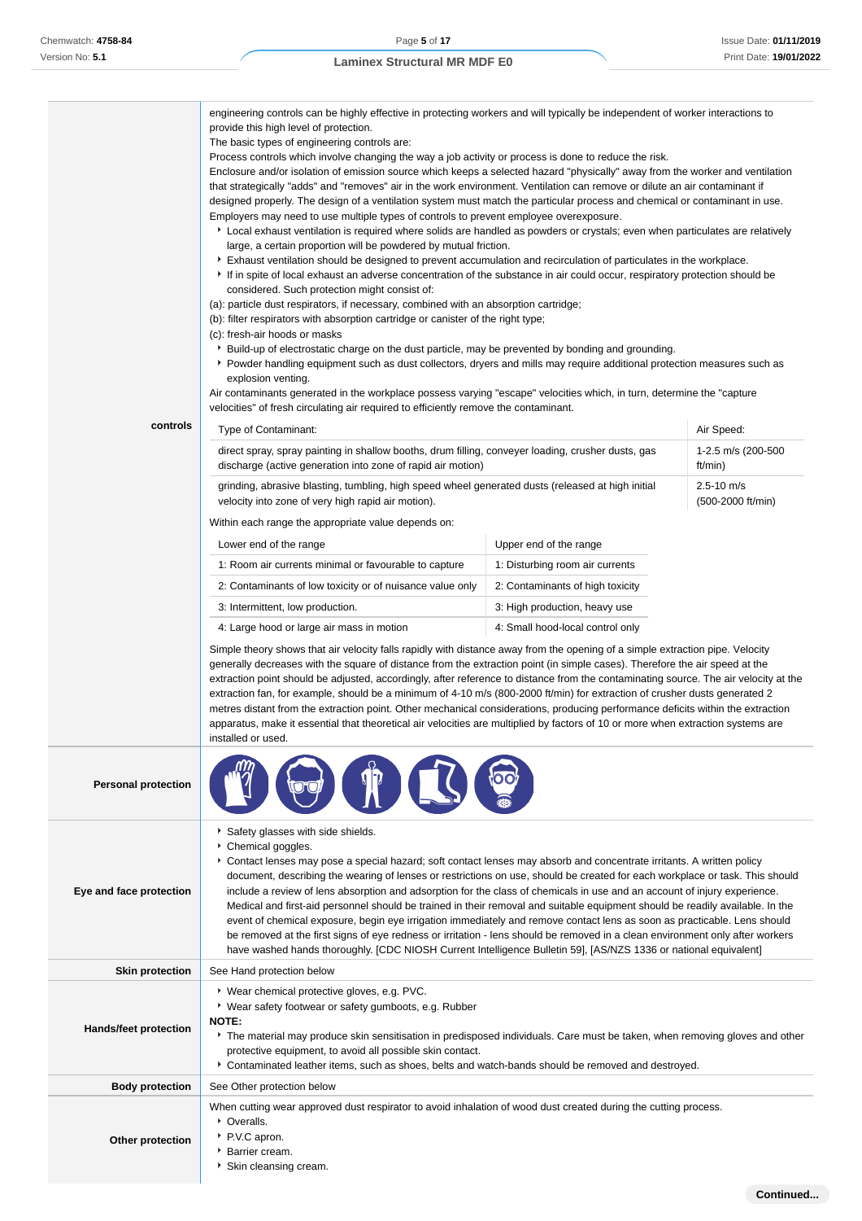**controls**

engineering controls can be highly effective in protecting workers and will typically be independent of worker interactions to provide this high level of protection.

The basic types of engineering controls are:

Process controls which involve changing the way a job activity or process is done to reduce the risk.

Enclosure and/or isolation of emission source which keeps a selected hazard "physically" away from the worker and ventilation that strategically "adds" and "removes" air in the work environment. Ventilation can remove or dilute an air contaminant if designed properly. The design of a ventilation system must match the particular process and chemical or contaminant in use.

Employers may need to use multiple types of controls to prevent employee overexposure.

- Local exhaust ventilation is required where solids are handled as powders or crystals; even when particulates are relatively large, a certain proportion will be powdered by mutual friction.
- Exhaust ventilation should be designed to prevent accumulation and recirculation of particulates in the workplace.
- If in spite of local exhaust an adverse concentration of the substance in air could occur, respiratory protection should be considered. Such protection might consist of:

(a): particle dust respirators, if necessary, combined with an absorption cartridge;
(b): filter respirators with absorption cartridge or canister of the right type;
(c): fresh-air hoods or masks

- Build-up of electrostatic charge on the dust particle, may be prevented by bonding and grounding.
- Powder handling equipment such as dust collectors, dryers and mills may require additional protection measures such as explosion venting.

Air contaminants generated in the workplace possess varying "escape" velocities which, in turn, determine the "capture velocities" of fresh circulating air required to efficiently remove the contaminant.

| Type of Contaminant: | Air Speed: |
|---|---|
| direct spray, spray painting in shallow booths, drum filling, conveyer loading, crusher dusts, gas discharge (active generation into zone of rapid air motion) | 1-2.5 m/s (200-500 ft/min) |
| grinding, abrasive blasting, tumbling, high speed wheel generated dusts (released at high initial velocity into zone of very high rapid air motion). | 2.5-10 m/s (500-2000 ft/min) |

Within each range the appropriate value depends on:

| Lower end of the range | Upper end of the range |
|---|---|
| 1: Room air currents minimal or favourable to capture | 1: Disturbing room air currents |
| 2: Contaminants of low toxicity or of nuisance value only | 2: Contaminants of high toxicity |
| 3: Intermittent, low production. | 3: High production, heavy use |
| 4: Large hood or large air mass in motion | 4: Small hood-local control only |

Simple theory shows that air velocity falls rapidly with distance away from the opening of a simple extraction pipe. Velocity generally decreases with the square of distance from the extraction point (in simple cases). Therefore the air speed at the extraction point should be adjusted, accordingly, after reference to distance from the contaminating source. The air velocity at the extraction fan, for example, should be a minimum of 4-10 m/s (800-2000 ft/min) for extraction of crusher dusts generated 2 metres distant from the extraction point. Other mechanical considerations, producing performance deficits within the extraction apparatus, make it essential that theoretical air velocities are multiplied by factors of 10 or more when extraction systems are installed or used.

**Personal protection**

**Eye and face protection**

- Safety glasses with side shields.
- Chemical goggles.
- Contact lenses may pose a special hazard; soft contact lenses may absorb and concentrate irritants. A written policy document, describing the wearing of lenses or restrictions on use, should be created for each workplace or task. This should include a review of lens absorption and adsorption for the class of chemicals in use and an account of injury experience. Medical and first-aid personnel should be trained in their removal and suitable equipment should be readily available. In the event of chemical exposure, begin eye irrigation immediately and remove contact lens as soon as practicable. Lens should be removed at the first signs of eye redness or irritation - lens should be removed in a clean environment only after workers have washed hands thoroughly. [CDC NIOSH Current Intelligence Bulletin 59], [AS/NZS 1336 or national equivalent]

**Skin protection**

See Hand protection below

**Hands/feet protection**

- Wear chemical protective gloves, e.g. PVC.
- Wear safety footwear or safety gumboots, e.g. Rubber

**NOTE:**

- The material may produce skin sensitisation in predisposed individuals. Care must be taken, when removing gloves and other protective equipment, to avoid all possible skin contact.
- Contaminated leather items, such as shoes, belts and watch-bands should be removed and destroyed.

**Body protection**

See Other protection below

**Other protection**

When cutting wear approved dust respirator to avoid inhalation of wood dust created during the cutting process.

- Overalls.
- P.V.C apron.
- Barrier cream.
- Skin cleansing cream.

**Continued...**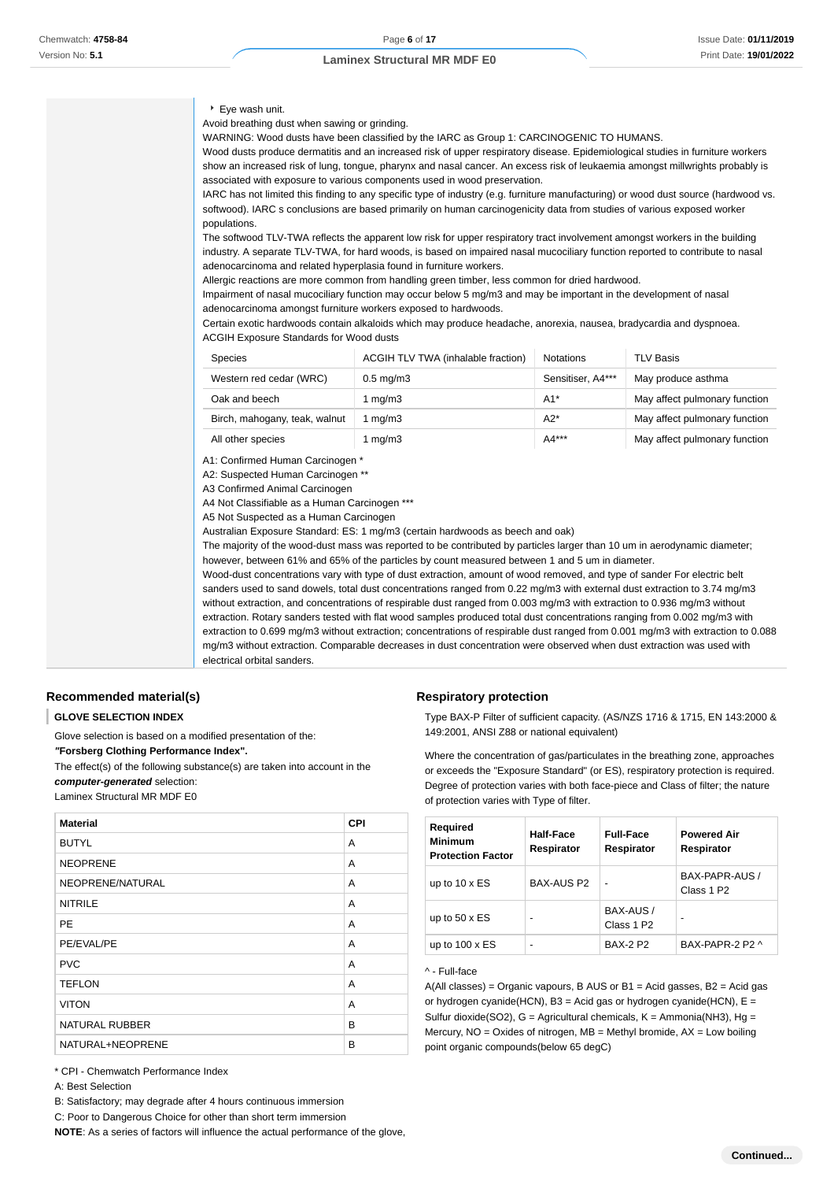- Eye wash unit.

Avoid breathing dust when sawing or grinding.
WARNING: Wood dusts have been classified by the IARC as Group 1: CARCINOGENIC TO HUMANS.
Wood dusts produce dermatitis and an increased risk of upper respiratory disease. Epidemiological studies in furniture workers show an increased risk of lung, tongue, pharynx and nasal cancer. An excess risk of leukaemia amongst millwrights probably is associated with exposure to various components used in wood preservation.
IARC has not limited this finding to any specific type of industry (e.g. furniture manufacturing) or wood dust source (hardwood vs. softwood). IARC s conclusions are based primarily on human carcinogenicity data from studies of various exposed worker populations.
The softwood TLV-TWA reflects the apparent low risk for upper respiratory tract involvement amongst workers in the building industry. A separate TLV-TWA, for hard woods, is based on impaired nasal mucociliary function reported to contribute to nasal adenocarcinoma and related hyperplasia found in furniture workers.
Allergic reactions are more common from handling green timber, less common for dried hardwood.
Impairment of nasal mucociliary function may occur below 5 mg/m3 and may be important in the development of nasal adenocarcinoma amongst furniture workers exposed to hardwoods.
Certain exotic hardwoods contain alkaloids which may produce headache, anorexia, nausea, bradycardia and dyspnoea.
ACGIH Exposure Standards for Wood dusts

| Species | ACGIH TLV TWA (inhalable fraction) | Notations | TLV Basis |
|---|---|---|---|
| Western red cedar (WRC) | 0.5 mg/m3 | Sensitiser, A4*** | May produce asthma |
| Oak and beech | 1 mg/m3 | A1* | May affect pulmonary function |
| Birch, mahogany, teak, walnut | 1 mg/m3 | A2* | May affect pulmonary function |
| All other species | 1 mg/m3 | A4*** | May affect pulmonary function |

A1: Confirmed Human Carcinogen *
A2: Suspected Human Carcinogen **
A3 Confirmed Animal Carcinogen
A4 Not Classifiable as a Human Carcinogen ***
A5 Not Suspected as a Human Carcinogen
Australian Exposure Standard: ES: 1 mg/m3 (certain hardwoods as beech and oak)
The majority of the wood-dust mass was reported to be contributed by particles larger than 10 um in aerodynamic diameter; however, between 61% and 65% of the particles by count measured between 1 and 5 um in diameter.
Wood-dust concentrations vary with type of dust extraction, amount of wood removed, and type of sander For electric belt sanders used to sand dowels, total dust concentrations ranged from 0.22 mg/m3 with external dust extraction to 3.74 mg/m3 without extraction, and concentrations of respirable dust ranged from 0.003 mg/m3 with extraction to 0.936 mg/m3 without extraction. Rotary sanders tested with flat wood samples produced total dust concentrations ranging from 0.002 mg/m3 with extraction to 0.699 mg/m3 without extraction; concentrations of respirable dust ranged from 0.001 mg/m3 with extraction to 0.088 mg/m3 without extraction. Comparable decreases in dust concentration were observed when dust extraction was used with electrical orbital sanders.

## Recommended material(s)

**GLOVE SELECTION INDEX**

Glove selection is based on a modified presentation of the:
***"Forsberg Clothing Performance Index".***
The effect(s) of the following substance(s) are taken into account in the ***computer-generated*** selection:
Laminex Structural MR MDF E0

| Material | CPI |
|---|---|
| BUTYL | A |
| NEOPRENE | A |
| NEOPRENE/NATURAL | A |
| NITRILE | A |
| PE | A |
| PE/EVAL/PE | A |
| PVC | A |
| TEFLON | A |
| VITON | A |
| NATURAL RUBBER | B |
| NATURAL+NEOPRENE | B |

* CPI - Chemwatch Performance Index
A: Best Selection
B: Satisfactory; may degrade after 4 hours continuous immersion
C: Poor to Dangerous Choice for other than short term immersion
**NOTE**: As a series of factors will influence the actual performance of the glove,

## Respiratory protection

Type BAX-P Filter of sufficient capacity. (AS/NZS 1716 & 1715, EN 143:2000 & 149:2001, ANSI Z88 or national equivalent)

Where the concentration of gas/particulates in the breathing zone, approaches or exceeds the "Exposure Standard" (or ES), respiratory protection is required.
Degree of protection varies with both face-piece and Class of filter; the nature of protection varies with Type of filter.

| Required Minimum Protection Factor | Half-Face Respirator | Full-Face Respirator | Powered Air Respirator |
|---|---|---|---|
| up to 10 x ES | BAX-AUS P2 | - | BAX-PAPR-AUS / Class 1 P2 |
| up to 50 x ES | - | BAX-AUS / Class 1 P2 | - |
| up to 100 x ES | - | BAX-2 P2 | BAX-PAPR-2 P2 ^ |

^ - Full-face
A(All classes) = Organic vapours, B AUS or B1 = Acid gasses, B2 = Acid gas or hydrogen cyanide(HCN), B3 = Acid gas or hydrogen cyanide(HCN), E = Sulfur dioxide(SO2), G = Agricultural chemicals, K = Ammonia(NH3), Hg = Mercury, NO = Oxides of nitrogen, MB = Methyl bromide, AX = Low boiling point organic compounds(below 65 degC)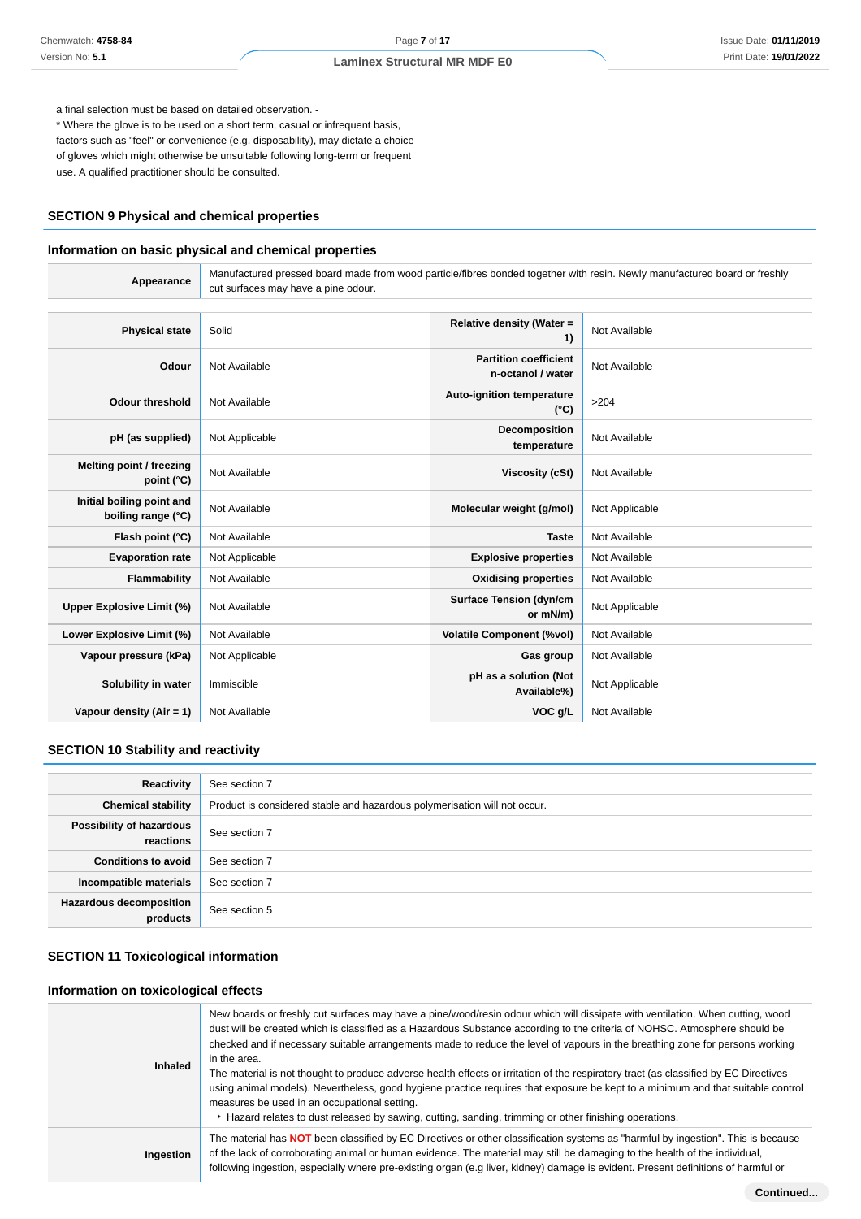a final selection must be based on detailed observation. -
* Where the glove is to be used on a short term, casual or infrequent basis, factors such as "feel" or convenience (e.g. disposability), may dictate a choice of gloves which might otherwise be unsuitable following long-term or frequent use. A qualified practitioner should be consulted.

## SECTION 9 Physical and chemical properties

### Information on basic physical and chemical properties

| | |
|---|---|
| **Appearance** | Manufactured pressed board made from wood particle/fibres bonded together with resin. Newly manufactured board or freshly cut surfaces may have a pine odour. |

| | | | |
|---|---|---|---|
| **Physical state** | Solid | **Relative density (Water = 1)** | Not Available |
| **Odour** | Not Available | **Partition coefficient n-octanol / water** | Not Available |
| **Odour threshold** | Not Available | **Auto-ignition temperature (°C)** | >204 |
| **pH (as supplied)** | Not Applicable | **Decomposition temperature** | Not Available |
| **Melting point / freezing point (°C)** | Not Available | **Viscosity (cSt)** | Not Available |
| **Initial boiling point and boiling range (°C)** | Not Available | **Molecular weight (g/mol)** | Not Applicable |
| **Flash point (°C)** | Not Available | **Taste** | Not Available |
| **Evaporation rate** | Not Applicable | **Explosive properties** | Not Available |
| **Flammability** | Not Available | **Oxidising properties** | Not Available |
| **Upper Explosive Limit (%)** | Not Available | **Surface Tension (dyn/cm or mN/m)** | Not Applicable |
| **Lower Explosive Limit (%)** | Not Available | **Volatile Component (%vol)** | Not Available |
| **Vapour pressure (kPa)** | Not Applicable | **Gas group** | Not Available |
| **Solubility in water** | Immiscible | **pH as a solution (Not Available%)** | Not Applicable |
| **Vapour density (Air = 1)** | Not Available | **VOC g/L** | Not Available |

## SECTION 10 Stability and reactivity

| | |
|---|---|
| **Reactivity** | See section 7 |
| **Chemical stability** | Product is considered stable and hazardous polymerisation will not occur. |
| **Possibility of hazardous reactions** | See section 7 |
| **Conditions to avoid** | See section 7 |
| **Incompatible materials** | See section 7 |
| **Hazardous decomposition products** | See section 5 |

## SECTION 11 Toxicological information

### Information on toxicological effects

| | |
|---|---|
| **Inhaled** | New boards or freshly cut surfaces may have a pine/wood/resin odour which will dissipate with ventilation. When cutting, wood dust will be created which is classified as a Hazardous Substance according to the criteria of NOHSC. Atmosphere should be checked and if necessary suitable arrangements made to reduce the level of vapours in the breathing zone for persons working in the area.<br>The material is not thought to produce adverse health effects or irritation of the respiratory tract (as classified by EC Directives using animal models). Nevertheless, good hygiene practice requires that exposure be kept to a minimum and that suitable control measures be used in an occupational setting.<br>‣ Hazard relates to dust released by sawing, cutting, sanding, trimming or other finishing operations. |
| **Ingestion** | The material has **NOT** been classified by EC Directives or other classification systems as "harmful by ingestion". This is because of the lack of corroborating animal or human evidence. The material may still be damaging to the health of the individual, following ingestion, especially where pre-existing organ (e.g liver, kidney) damage is evident. Present definitions of harmful or |

Continued...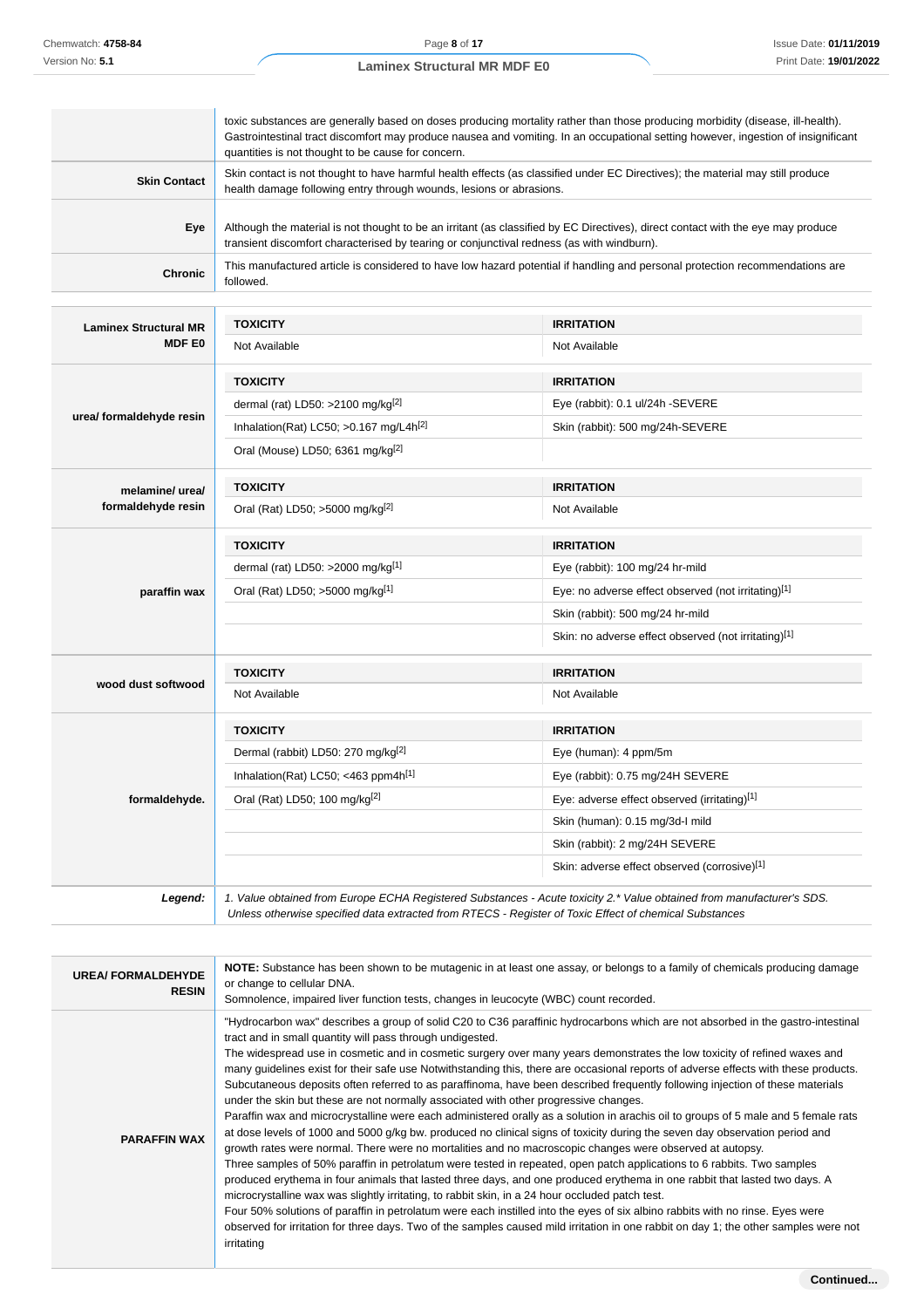| | |
|---|---|
| | toxic substances are generally based on doses producing mortality rather than those producing morbidity (disease, ill-health). Gastrointestinal tract discomfort may produce nausea and vomiting. In an occupational setting however, ingestion of insignificant quantities is not thought to be cause for concern. |
| **Skin Contact** | Skin contact is not thought to have harmful health effects (as classified under EC Directives); the material may still produce health damage following entry through wounds, lesions or abrasions. |
| **Eye** | Although the material is not thought to be an irritant (as classified by EC Directives), direct contact with the eye may produce transient discomfort characterised by tearing or conjunctival redness (as with windburn). |
| **Chronic** | This manufactured article is considered to have low hazard potential if handling and personal protection recommendations are followed. |

| | TOXICITY | IRRITATION |
|---|---|---|
| **Laminex Structural MR MDF E0** | Not Available | Not Available |
| | **TOXICITY** | **IRRITATION** |
| **urea/ formaldehyde resin** | dermal (rat) LD50: >2100 mg/kg[2] | Eye (rabbit): 0.1 ul/24h -SEVERE |
| | Inhalation(Rat) LC50; >0.167 mg/L4h[2] | Skin (rabbit): 500 mg/24h-SEVERE |
| | Oral (Mouse) LD50; 6361 mg/kg[2] | |
| | **TOXICITY** | **IRRITATION** |
| **melamine/ urea/ formaldehyde resin** | Oral (Rat) LD50; >5000 mg/kg[2] | Not Available |
| | **TOXICITY** | **IRRITATION** |
| **paraffin wax** | dermal (rat) LD50: >2000 mg/kg[1] | Eye (rabbit): 100 mg/24 hr-mild |
| | Oral (Rat) LD50; >5000 mg/kg[1] | Eye: no adverse effect observed (not irritating)[1] |
| | | Skin (rabbit): 500 mg/24 hr-mild |
| | | Skin: no adverse effect observed (not irritating)[1] |
| | **TOXICITY** | **IRRITATION** |
| **wood dust softwood** | Not Available | Not Available |
| | **TOXICITY** | **IRRITATION** |
| **formaldehyde.** | Dermal (rabbit) LD50: 270 mg/kg[2] | Eye (human): 4 ppm/5m |
| | Inhalation(Rat) LC50; <463 ppm4h[1] | Eye (rabbit): 0.75 mg/24H SEVERE |
| | Oral (Rat) LD50; 100 mg/kg[2] | Eye: adverse effect observed (irritating)[1] |
| | | Skin (human): 0.15 mg/3d-I mild |
| | | Skin (rabbit): 2 mg/24H SEVERE |
| | | Skin: adverse effect observed (corrosive)[1] |
| ***Legend:*** | *1. Value obtained from Europe ECHA Registered Substances - Acute toxicity 2.* Value obtained from manufacturer's SDS. Unless otherwise specified data extracted from RTECS - Register of Toxic Effect of chemical Substances* | |

| | |
|---|---|
| **UREA/ FORMALDEHYDE RESIN** | **NOTE:** Substance has been shown to be mutagenic in at least one assay, or belongs to a family of chemicals producing damage or change to cellular DNA.<br>Somnolence, impaired liver function tests, changes in leucocyte (WBC) count recorded. |
| **PARAFFIN WAX** | "Hydrocarbon wax" describes a group of solid C20 to C36 paraffinic hydrocarbons which are not absorbed in the gastro-intestinal tract and in small quantity will pass through undigested.<br>The widespread use in cosmetic and in cosmetic surgery over many years demonstrates the low toxicity of refined waxes and many guidelines exist for their safe use Notwithstanding this, there are occasional reports of adverse effects with these products. Subcutaneous deposits often referred to as paraffinoma, have been described frequently following injection of these materials under the skin but these are not normally associated with other progressive changes.<br>Paraffin wax and microcrystalline were each administered orally as a solution in arachis oil to groups of 5 male and 5 female rats at dose levels of 1000 and 5000 g/kg bw. produced no clinical signs of toxicity during the seven day observation period and growth rates were normal. There were no mortalities and no macroscopic changes were observed at autopsy.<br>Three samples of 50% paraffin in petrolatum were tested in repeated, open patch applications to 6 rabbits. Two samples produced erythema in four animals that lasted three days, and one produced erythema in one rabbit that lasted two days. A microcrystalline wax was slightly irritating, to rabbit skin, in a 24 hour occluded patch test.<br>Four 50% solutions of paraffin in petrolatum were each instilled into the eyes of six albino rabbits with no rinse. Eyes were observed for irritation for three days. Two of the samples caused mild irritation in one rabbit on day 1; the other samples were not irritating |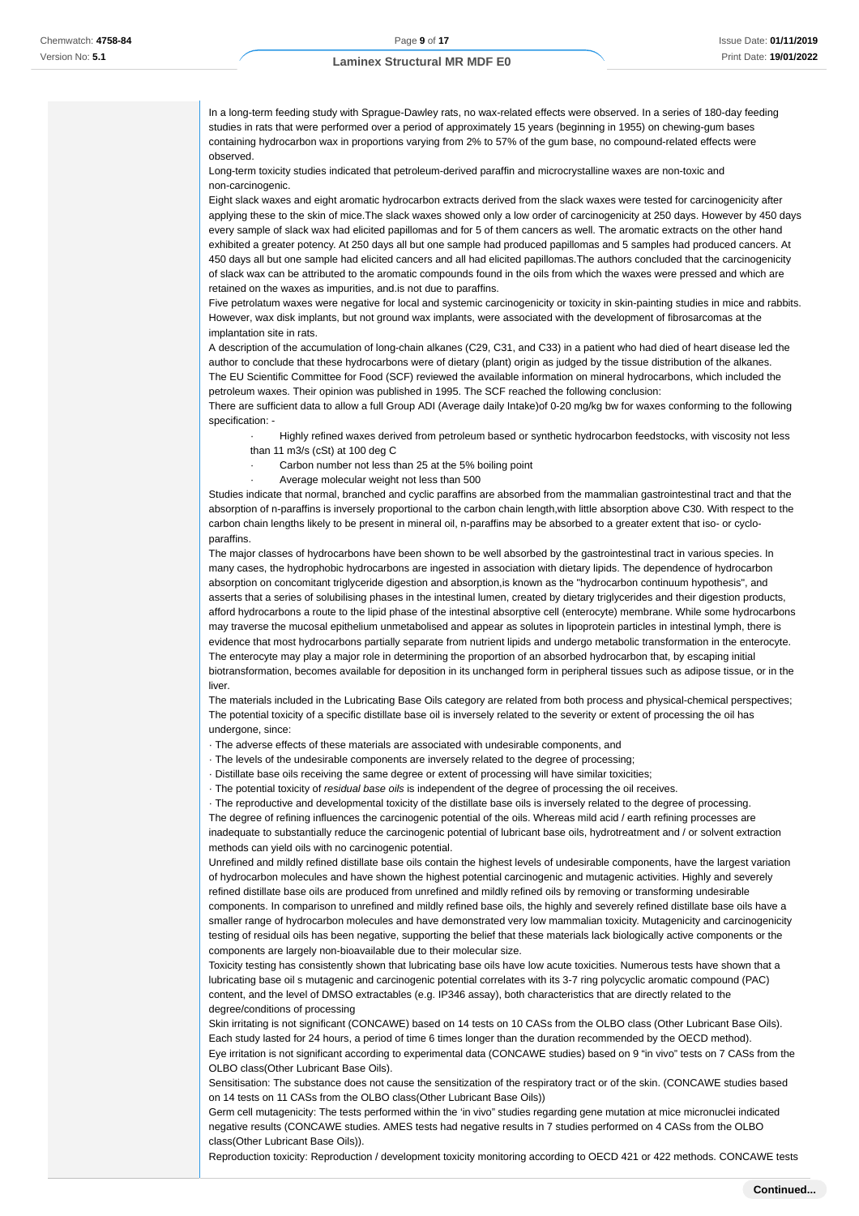In a long-term feeding study with Sprague-Dawley rats, no wax-related effects were observed. In a series of 180-day feeding studies in rats that were performed over a period of approximately 15 years (beginning in 1955) on chewing-gum bases containing hydrocarbon wax in proportions varying from 2% to 57% of the gum base, no compound-related effects were observed.

Long-term toxicity studies indicated that petroleum-derived paraffin and microcrystalline waxes are non-toxic and non-carcinogenic.

Eight slack waxes and eight aromatic hydrocarbon extracts derived from the slack waxes were tested for carcinogenicity after applying these to the skin of mice.The slack waxes showed only a low order of carcinogenicity at 250 days. However by 450 days every sample of slack wax had elicited papillomas and for 5 of them cancers as well. The aromatic extracts on the other hand exhibited a greater potency. At 250 days all but one sample had produced papillomas and 5 samples had produced cancers. At 450 days all but one sample had elicited cancers and all had elicited papillomas.The authors concluded that the carcinogenicity of slack wax can be attributed to the aromatic compounds found in the oils from which the waxes were pressed and which are retained on the waxes as impurities, and.is not due to paraffins.

Five petrolatum waxes were negative for local and systemic carcinogenicity or toxicity in skin-painting studies in mice and rabbits. However, wax disk implants, but not ground wax implants, were associated with the development of fibrosarcomas at the implantation site in rats.

A description of the accumulation of long-chain alkanes (C29, C31, and C33) in a patient who had died of heart disease led the author to conclude that these hydrocarbons were of dietary (plant) origin as judged by the tissue distribution of the alkanes.

The EU Scientific Committee for Food (SCF) reviewed the available information on mineral hydrocarbons, which included the petroleum waxes. Their opinion was published in 1995. The SCF reached the following conclusion:

There are sufficient data to allow a full Group ADI (Average daily Intake)of 0-20 mg/kg bw for waxes conforming to the following specification: -

- Highly refined waxes derived from petroleum based or synthetic hydrocarbon feedstocks, with viscosity not less than 11 m3/s (cSt) at 100 deg C
- Carbon number not less than 25 at the 5% boiling point
- Average molecular weight not less than 500

Studies indicate that normal, branched and cyclic paraffins are absorbed from the mammalian gastrointestinal tract and that the absorption of n-paraffins is inversely proportional to the carbon chain length,with little absorption above C30. With respect to the carbon chain lengths likely to be present in mineral oil, n-paraffins may be absorbed to a greater extent that iso- or cyclo-paraffins.

The major classes of hydrocarbons have been shown to be well absorbed by the gastrointestinal tract in various species. In many cases, the hydrophobic hydrocarbons are ingested in association with dietary lipids. The dependence of hydrocarbon absorption on concomitant triglyceride digestion and absorption,is known as the "hydrocarbon continuum hypothesis", and asserts that a series of solubilising phases in the intestinal lumen, created by dietary triglycerides and their digestion products, afford hydrocarbons a route to the lipid phase of the intestinal absorptive cell (enterocyte) membrane. While some hydrocarbons may traverse the mucosal epithelium unmetabolised and appear as solutes in lipoprotein particles in intestinal lymph, there is evidence that most hydrocarbons partially separate from nutrient lipids and undergo metabolic transformation in the enterocyte. The enterocyte may play a major role in determining the proportion of an absorbed hydrocarbon that, by escaping initial biotransformation, becomes available for deposition in its unchanged form in peripheral tissues such as adipose tissue, or in the liver.

The materials included in the Lubricating Base Oils category are related from both process and physical-chemical perspectives; The potential toxicity of a specific distillate base oil is inversely related to the severity or extent of processing the oil has undergone, since:

- The adverse effects of these materials are associated with undesirable components, and
- The levels of the undesirable components are inversely related to the degree of processing;
- Distillate base oils receiving the same degree or extent of processing will have similar toxicities;
- The potential toxicity of *residual base oils* is independent of the degree of processing the oil receives.
- The reproductive and developmental toxicity of the distillate base oils is inversely related to the degree of processing.

The degree of refining influences the carcinogenic potential of the oils. Whereas mild acid / earth refining processes are inadequate to substantially reduce the carcinogenic potential of lubricant base oils, hydrotreatment and / or solvent extraction methods can yield oils with no carcinogenic potential.

Unrefined and mildly refined distillate base oils contain the highest levels of undesirable components, have the largest variation of hydrocarbon molecules and have shown the highest potential carcinogenic and mutagenic activities. Highly and severely refined distillate base oils are produced from unrefined and mildly refined oils by removing or transforming undesirable components. In comparison to unrefined and mildly refined base oils, the highly and severely refined distillate base oils have a smaller range of hydrocarbon molecules and have demonstrated very low mammalian toxicity. Mutagenicity and carcinogenicity testing of residual oils has been negative, supporting the belief that these materials lack biologically active components or the components are largely non-bioavailable due to their molecular size.

Toxicity testing has consistently shown that lubricating base oils have low acute toxicities. Numerous tests have shown that a lubricating base oil s mutagenic and carcinogenic potential correlates with its 3-7 ring polycyclic aromatic compound (PAC) content, and the level of DMSO extractables (e.g. IP346 assay), both characteristics that are directly related to the degree/conditions of processing

Skin irritating is not significant (CONCAWE) based on 14 tests on 10 CASs from the OLBO class (Other Lubricant Base Oils). Each study lasted for 24 hours, a period of time 6 times longer than the duration recommended by the OECD method).

Eye irritation is not significant according to experimental data (CONCAWE studies) based on 9 "in vivo" tests on 7 CASs from the OLBO class(Other Lubricant Base Oils).

Sensitisation: The substance does not cause the sensitization of the respiratory tract or of the skin. (CONCAWE studies based on 14 tests on 11 CASs from the OLBO class(Other Lubricant Base Oils))

Germ cell mutagenicity: The tests performed within the 'in vivo" studies regarding gene mutation at mice micronuclei indicated negative results (CONCAWE studies. AMES tests had negative results in 7 studies performed on 4 CASs from the OLBO class(Other Lubricant Base Oils)).

Reproduction toxicity: Reproduction / development toxicity monitoring according to OECD 421 or 422 methods. CONCAWE tests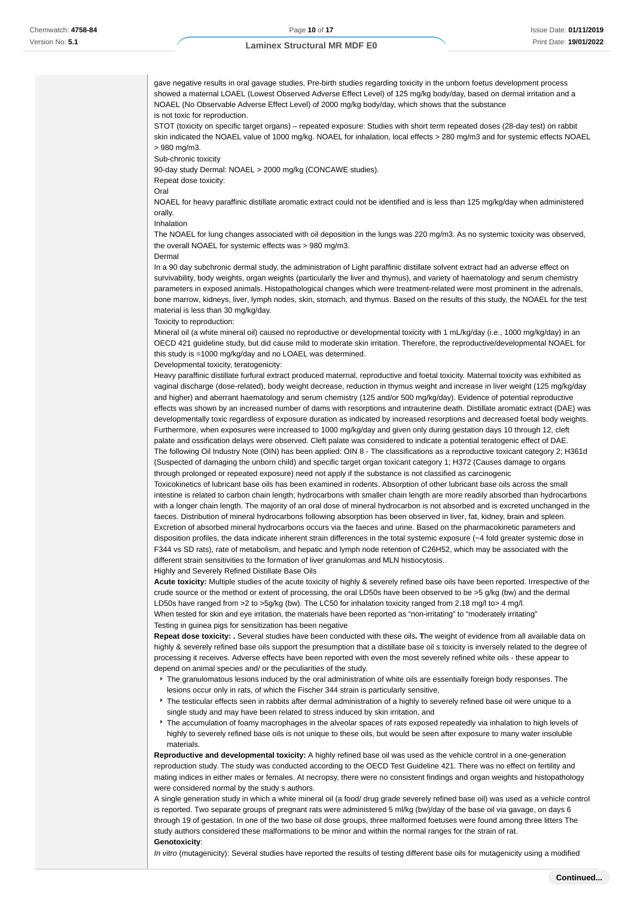gave negative results in oral gavage studies. Pre-birth studies regarding toxicity in the unborn foetus development process showed a maternal LOAEL (Lowest Observed Adverse Effect Level) of 125 mg/kg body/day, based on dermal irritation and a NOAEL (No Observable Adverse Effect Level) of 2000 mg/kg body/day, which shows that the substance is not toxic for reproduction.

STOT (toxicity on specific target organs) – repeated exposure: Studies with short term repeated doses (28-day test) on rabbit skin indicated the NOAEL value of 1000 mg/kg. NOAEL for inhalation, local effects > 280 mg/m3 and for systemic effects NOAEL > 980 mg/m3.

Sub-chronic toxicity

90-day study Dermal: NOAEL > 2000 mg/kg (CONCAWE studies).

Repeat dose toxicity:

Oral

NOAEL for heavy paraffinic distillate aromatic extract could not be identified and is less than 125 mg/kg/day when administered orally.

Inhalation

The NOAEL for lung changes associated with oil deposition in the lungs was 220 mg/m3. As no systemic toxicity was observed, the overall NOAEL for systemic effects was > 980 mg/m3.

Dermal

In a 90 day subchronic dermal study, the administration of Light paraffinic distillate solvent extract had an adverse effect on survivability, body weights, organ weights (particularly the liver and thymus), and variety of haematology and serum chemistry parameters in exposed animals. Histopathological changes which were treatment-related were most prominent in the adrenals, bone marrow, kidneys, liver, lymph nodes, skin, stomach, and thymus. Based on the results of this study, the NOAEL for the test material is less than 30 mg/kg/day.

Toxicity to reproduction:

Mineral oil (a white mineral oil) caused no reproductive or developmental toxicity with 1 mL/kg/day (i.e., 1000 mg/kg/day) in an OECD 421 guideline study, but did cause mild to moderate skin irritation. Therefore, the reproductive/developmental NOAEL for this study is =1000 mg/kg/day and no LOAEL was determined.

Developmental toxicity, teratogenicity:

Heavy paraffinic distillate furfural extract produced maternal, reproductive and foetal toxicity. Maternal toxicity was exhibited as vaginal discharge (dose-related), body weight decrease, reduction in thymus weight and increase in liver weight (125 mg/kg/day and higher) and aberrant haematology and serum chemistry (125 and/or 500 mg/kg/day). Evidence of potential reproductive effects was shown by an increased number of dams with resorptions and intrauterine death. Distillate aromatic extract (DAE) was developmentally toxic regardless of exposure duration as indicated by increased resorptions and decreased foetal body weights. Furthermore, when exposures were increased to 1000 mg/kg/day and given only during gestation days 10 through 12, cleft palate and ossification delays were observed. Cleft palate was considered to indicate a potential teratogenic effect of DAE.

The following Oil Industry Note (OIN) has been applied: OIN 8 - The classifications as a reproductive toxicant category 2; H361d (Suspected of damaging the unborn child) and specific target organ toxicant category 1; H372 (Causes damage to organs through prolonged or repeated exposure) need not apply if the substance is not classified as carcinogenic

Toxicokinetics of lubricant base oils has been examined in rodents. Absorption of other lubricant base oils across the small intestine is related to carbon chain length; hydrocarbons with smaller chain length are more readily absorbed than hydrocarbons with a longer chain length. The majority of an oral dose of mineral hydrocarbon is not absorbed and is excreted unchanged in the faeces. Distribution of mineral hydrocarbons following absorption has been observed in liver, fat, kidney, brain and spleen. Excretion of absorbed mineral hydrocarbons occurs via the faeces and urine. Based on the pharmacokinetic parameters and disposition profiles, the data indicate inherent strain differences in the total systemic exposure (~4 fold greater systemic dose in F344 vs SD rats), rate of metabolism, and hepatic and lymph node retention of C26H52, which may be associated with the different strain sensitivities to the formation of liver granulomas and MLN histiocytosis.

Highly and Severely Refined Distillate Base Oils

**Acute toxicity:** Multiple studies of the acute toxicity of highly & severely refined base oils have been reported. Irrespective of the crude source or the method or extent of processing, the oral LD50s have been observed to be >5 g/kg (bw) and the dermal LD50s have ranged from >2 to >5g/kg (bw). The LC50 for inhalation toxicity ranged from 2.18 mg/l to> 4 mg/l.

When tested for skin and eye irritation, the materials have been reported as “non-irritating” to “moderately irritating”

Testing in guinea pigs for sensitization has been negative

**Repeat dose toxicity: .** Several studies have been conducted with these oils**. T**he weight of evidence from all available data on highly & severely refined base oils support the presumption that a distillate base oil s toxicity is inversely related to the degree of processing it receives. Adverse effects have been reported with even the most severely refined white oils - these appear to depend on animal species and/ or the peculiarities of the study.

- The granulomatous lesions induced by the oral administration of white oils are essentially foreign body responses. The lesions occur only in rats, of which the Fischer 344 strain is particularly sensitive,
- The testicular effects seen in rabbits after dermal administration of a highly to severely refined base oil were unique to a single study and may have been related to stress induced by skin irritation, and
- The accumulation of foamy macrophages in the alveolar spaces of rats exposed repeatedly via inhalation to high levels of highly to severely refined base oils is not unique to these oils, but would be seen after exposure to many water insoluble materials.

**Reproductive and developmental toxicity:** A highly refined base oil was used as the vehicle control in a one-generation reproduction study. The study was conducted according to the OECD Test Guideline 421. There was no effect on fertility and mating indices in either males or females. At necropsy, there were no consistent findings and organ weights and histopathology were considered normal by the study s authors.

A single generation study in which a white mineral oil (a food/ drug grade severely refined base oil) was used as a vehicle control is reported. Two separate groups of pregnant rats were administered 5 ml/kg (bw)/day of the base oil via gavage, on days 6 through 19 of gestation. In one of the two base oil dose groups, three malformed foetuses were found among three litters The study authors considered these malformations to be minor and within the normal ranges for the strain of rat.

**Genotoxicity**:

*In vitro* (mutagenicity): Several studies have reported the results of testing different base oils for mutagenicity using a modified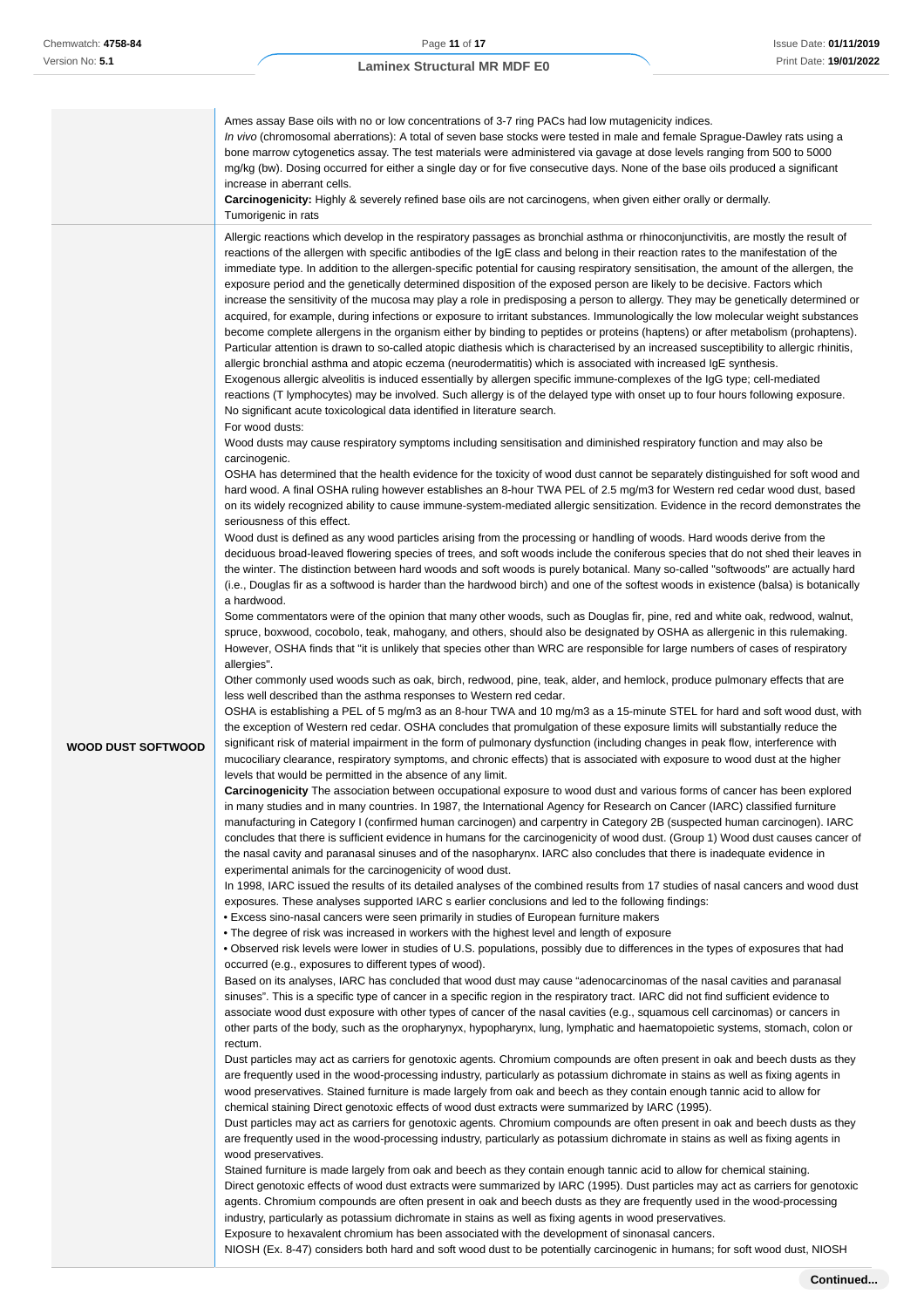| | |
|---|---|
| | Ames assay Base oils with no or low concentrations of 3-7 ring PACs had low mutagenicity indices.<br>*In vivo* (chromosomal aberrations): A total of seven base stocks were tested in male and female Sprague-Dawley rats using a bone marrow cytogenetics assay. The test materials were administered via gavage at dose levels ranging from 500 to 5000 mg/kg (bw). Dosing occurred for either a single day or for five consecutive days. None of the base oils produced a significant increase in aberrant cells.<br>**Carcinogenicity:** Highly & severely refined base oils are not carcinogens, when given either orally or dermally.<br>Tumorigenic in rats |
| **WOOD DUST SOFTWOOD** | Allergic reactions which develop in the respiratory passages as bronchial asthma or rhinoconjunctivitis, are mostly the result of reactions of the allergen with specific antibodies of the IgE class and belong in their reaction rates to the manifestation of the immediate type. In addition to the allergen-specific potential for causing respiratory sensitisation, the amount of the allergen, the exposure period and the genetically determined disposition of the exposed person are likely to be decisive. Factors which increase the sensitivity of the mucosa may play a role in predisposing a person to allergy. They may be genetically determined or acquired, for example, during infections or exposure to irritant substances. Immunologically the low molecular weight substances become complete allergens in the organism either by binding to peptides or proteins (haptens) or after metabolism (prohaptens). Particular attention is drawn to so-called atopic diathesis which is characterised by an increased susceptibility to allergic rhinitis, allergic bronchial asthma and atopic eczema (neurodermatitis) which is associated with increased IgE synthesis.<br>Exogenous allergic alveolitis is induced essentially by allergen specific immune-complexes of the IgG type; cell-mediated reactions (T lymphocytes) may be involved. Such allergy is of the delayed type with onset up to four hours following exposure.<br>No significant acute toxicological data identified in literature search.<br>For wood dusts:<br>Wood dusts may cause respiratory symptoms including sensitisation and diminished respiratory function and may also be carcinogenic.<br>OSHA has determined that the health evidence for the toxicity of wood dust cannot be separately distinguished for soft wood and hard wood. A final OSHA ruling however establishes an 8-hour TWA PEL of 2.5 mg/m3 for Western red cedar wood dust, based on its widely recognized ability to cause immune-system-mediated allergic sensitization. Evidence in the record demonstrates the seriousness of this effect.<br>Wood dust is defined as any wood particles arising from the processing or handling of woods. Hard woods derive from the deciduous broad-leaved flowering species of trees, and soft woods include the coniferous species that do not shed their leaves in the winter. The distinction between hard woods and soft woods is purely botanical. Many so-called "softwoods" are actually hard (i.e., Douglas fir as a softwood is harder than the hardwood birch) and one of the softest woods in existence (balsa) is botanically a hardwood.<br>Some commentators were of the opinion that many other woods, such as Douglas fir, pine, red and white oak, redwood, walnut, spruce, boxwood, cocobolo, teak, mahogany, and others, should also be designated by OSHA as allergenic in this rulemaking. However, OSHA finds that "it is unlikely that species other than WRC are responsible for large numbers of cases of respiratory allergies".<br>Other commonly used woods such as oak, birch, redwood, pine, teak, alder, and hemlock, produce pulmonary effects that are less well described than the asthma responses to Western red cedar.<br>OSHA is establishing a PEL of 5 mg/m3 as an 8-hour TWA and 10 mg/m3 as a 15-minute STEL for hard and soft wood dust, with the exception of Western red cedar. OSHA concludes that promulgation of these exposure limits will substantially reduce the significant risk of material impairment in the form of pulmonary dysfunction (including changes in peak flow, interference with mucociliary clearance, respiratory symptoms, and chronic effects) that is associated with exposure to wood dust at the higher levels that would be permitted in the absence of any limit.<br>**Carcinogenicity** The association between occupational exposure to wood dust and various forms of cancer has been explored in many studies and in many countries. In 1987, the International Agency for Research on Cancer (IARC) classified furniture manufacturing in Category I (confirmed human carcinogen) and carpentry in Category 2B (suspected human carcinogen). IARC concludes that there is sufficient evidence in humans for the carcinogenicity of wood dust. (Group 1) Wood dust causes cancer of the nasal cavity and paranasal sinuses and of the nasopharynx. IARC also concludes that there is inadequate evidence in experimental animals for the carcinogenicity of wood dust.<br>In 1998, IARC issued the results of its detailed analyses of the combined results from 17 studies of nasal cancers and wood dust exposures. These analyses supported IARC s earlier conclusions and led to the following findings:<br>• Excess sino-nasal cancers were seen primarily in studies of European furniture makers<br>• The degree of risk was increased in workers with the highest level and length of exposure<br>• Observed risk levels were lower in studies of U.S. populations, possibly due to differences in the types of exposures that had occurred (e.g., exposures to different types of wood).<br>Based on its analyses, IARC has concluded that wood dust may cause "adenocarcinomas of the nasal cavities and paranasal sinuses". This is a specific type of cancer in a specific region in the respiratory tract. IARC did not find sufficient evidence to associate wood dust exposure with other types of cancer of the nasal cavities (e.g., squamous cell carcinomas) or cancers in other parts of the body, such as the oropharynx, hypopharynx, lung, lymphatic and haematopoietic systems, stomach, colon or rectum.<br>Dust particles may act as carriers for genotoxic agents. Chromium compounds are often present in oak and beech dusts as they are frequently used in the wood-processing industry, particularly as potassium dichromate in stains as well as fixing agents in wood preservatives. Stained furniture is made largely from oak and beech as they contain enough tannic acid to allow for chemical staining Direct genotoxic effects of wood dust extracts were summarized by IARC (1995).<br>Dust particles may act as carriers for genotoxic agents. Chromium compounds are often present in oak and beech dusts as they are frequently used in the wood-processing industry, particularly as potassium dichromate in stains as well as fixing agents in wood preservatives.<br>Stained furniture is made largely from oak and beech as they contain enough tannic acid to allow for chemical staining.<br>Direct genotoxic effects of wood dust extracts were summarized by IARC (1995). Dust particles may act as carriers for genotoxic agents. Chromium compounds are often present in oak and beech dusts as they are frequently used in the wood-processing industry, particularly as potassium dichromate in stains as well as fixing agents in wood preservatives.<br>Exposure to hexavalent chromium has been associated with the development of sinonasal cancers.<br>NIOSH (Ex. 8-47) considers both hard and soft wood dust to be potentially carcinogenic in humans; for soft wood dust, NIOSH |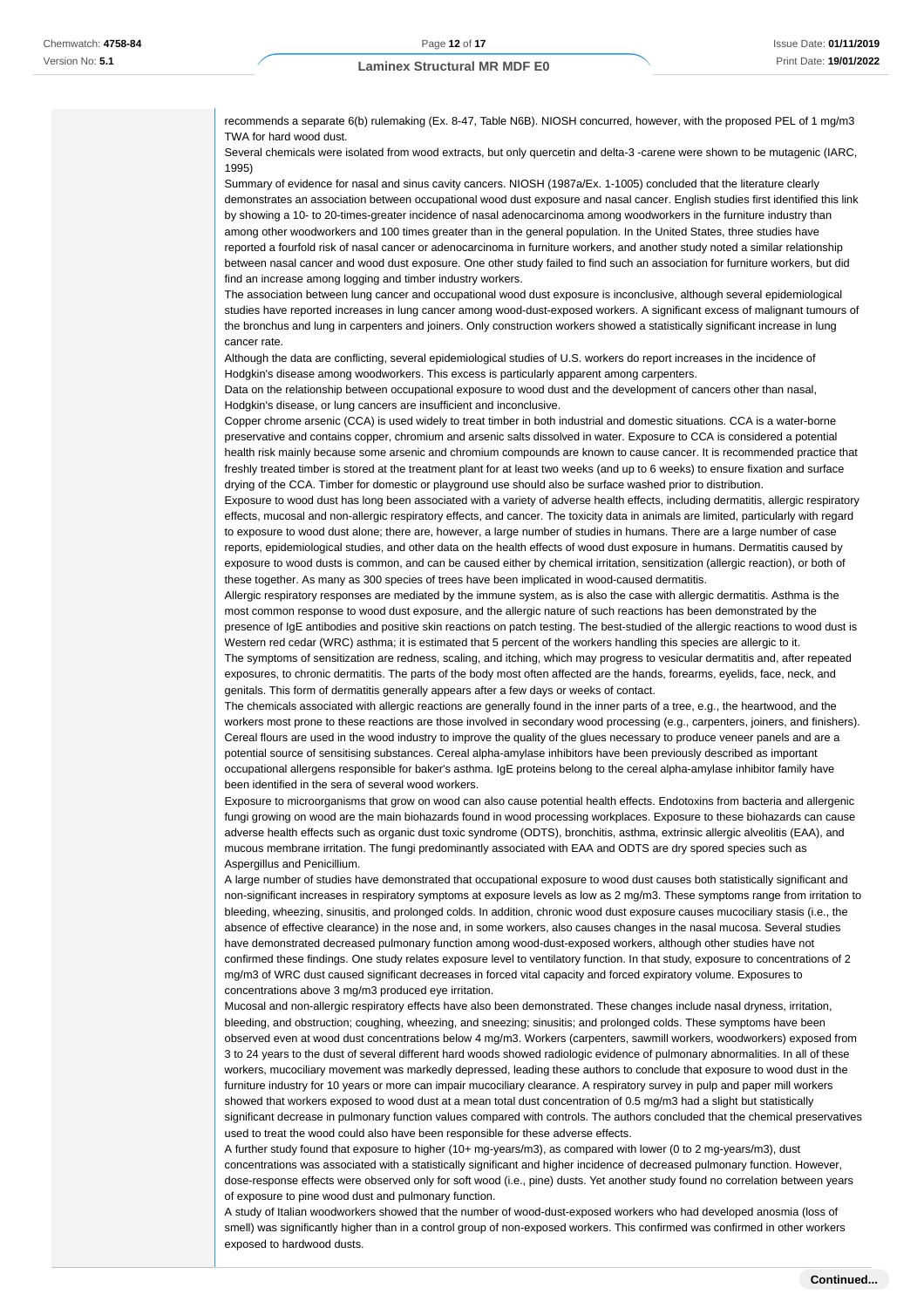recommends a separate 6(b) rulemaking (Ex. 8-47, Table N6B). NIOSH concurred, however, with the proposed PEL of 1 mg/m3 TWA for hard wood dust.

Several chemicals were isolated from wood extracts, but only quercetin and delta-3 -carene were shown to be mutagenic (IARC, 1995)

Summary of evidence for nasal and sinus cavity cancers. NIOSH (1987a/Ex. 1-1005) concluded that the literature clearly demonstrates an association between occupational wood dust exposure and nasal cancer. English studies first identified this link by showing a 10- to 20-times-greater incidence of nasal adenocarcinoma among woodworkers in the furniture industry than among other woodworkers and 100 times greater than in the general population. In the United States, three studies have reported a fourfold risk of nasal cancer or adenocarcinoma in furniture workers, and another study noted a similar relationship between nasal cancer and wood dust exposure. One other study failed to find such an association for furniture workers, but did find an increase among logging and timber industry workers.

The association between lung cancer and occupational wood dust exposure is inconclusive, although several epidemiological studies have reported increases in lung cancer among wood-dust-exposed workers. A significant excess of malignant tumours of the bronchus and lung in carpenters and joiners. Only construction workers showed a statistically significant increase in lung cancer rate.

Although the data are conflicting, several epidemiological studies of U.S. workers do report increases in the incidence of Hodgkin's disease among woodworkers. This excess is particularly apparent among carpenters.

Data on the relationship between occupational exposure to wood dust and the development of cancers other than nasal, Hodgkin's disease, or lung cancers are insufficient and inconclusive.

Copper chrome arsenic (CCA) is used widely to treat timber in both industrial and domestic situations. CCA is a water-borne preservative and contains copper, chromium and arsenic salts dissolved in water. Exposure to CCA is considered a potential health risk mainly because some arsenic and chromium compounds are known to cause cancer. It is recommended practice that freshly treated timber is stored at the treatment plant for at least two weeks (and up to 6 weeks) to ensure fixation and surface drying of the CCA. Timber for domestic or playground use should also be surface washed prior to distribution.

Exposure to wood dust has long been associated with a variety of adverse health effects, including dermatitis, allergic respiratory effects, mucosal and non-allergic respiratory effects, and cancer. The toxicity data in animals are limited, particularly with regard to exposure to wood dust alone; there are, however, a large number of studies in humans. There are a large number of case reports, epidemiological studies, and other data on the health effects of wood dust exposure in humans. Dermatitis caused by exposure to wood dusts is common, and can be caused either by chemical irritation, sensitization (allergic reaction), or both of these together. As many as 300 species of trees have been implicated in wood-caused dermatitis.

Allergic respiratory responses are mediated by the immune system, as is also the case with allergic dermatitis. Asthma is the most common response to wood dust exposure, and the allergic nature of such reactions has been demonstrated by the presence of IgE antibodies and positive skin reactions on patch testing. The best-studied of the allergic reactions to wood dust is Western red cedar (WRC) asthma; it is estimated that 5 percent of the workers handling this species are allergic to it.

The symptoms of sensitization are redness, scaling, and itching, which may progress to vesicular dermatitis and, after repeated exposures, to chronic dermatitis. The parts of the body most often affected are the hands, forearms, eyelids, face, neck, and genitals. This form of dermatitis generally appears after a few days or weeks of contact.

The chemicals associated with allergic reactions are generally found in the inner parts of a tree, e.g., the heartwood, and the workers most prone to these reactions are those involved in secondary wood processing (e.g., carpenters, joiners, and finishers). Cereal flours are used in the wood industry to improve the quality of the glues necessary to produce veneer panels and are a potential source of sensitising substances. Cereal alpha-amylase inhibitors have been previously described as important occupational allergens responsible for baker's asthma. IgE proteins belong to the cereal alpha-amylase inhibitor family have been identified in the sera of several wood workers.

Exposure to microorganisms that grow on wood can also cause potential health effects. Endotoxins from bacteria and allergenic fungi growing on wood are the main biohazards found in wood processing workplaces. Exposure to these biohazards can cause adverse health effects such as organic dust toxic syndrome (ODTS), bronchitis, asthma, extrinsic allergic alveolitis (EAA), and mucous membrane irritation. The fungi predominantly associated with EAA and ODTS are dry spored species such as Aspergillus and Penicillium.

A large number of studies have demonstrated that occupational exposure to wood dust causes both statistically significant and non-significant increases in respiratory symptoms at exposure levels as low as 2 mg/m3. These symptoms range from irritation to bleeding, wheezing, sinusitis, and prolonged colds. In addition, chronic wood dust exposure causes mucociliary stasis (i.e., the absence of effective clearance) in the nose and, in some workers, also causes changes in the nasal mucosa. Several studies have demonstrated decreased pulmonary function among wood-dust-exposed workers, although other studies have not confirmed these findings. One study relates exposure level to ventilatory function. In that study, exposure to concentrations of 2 mg/m3 of WRC dust caused significant decreases in forced vital capacity and forced expiratory volume. Exposures to concentrations above 3 mg/m3 produced eye irritation.

Mucosal and non-allergic respiratory effects have also been demonstrated. These changes include nasal dryness, irritation, bleeding, and obstruction; coughing, wheezing, and sneezing; sinusitis; and prolonged colds. These symptoms have been observed even at wood dust concentrations below 4 mg/m3. Workers (carpenters, sawmill workers, woodworkers) exposed from 3 to 24 years to the dust of several different hard woods showed radiologic evidence of pulmonary abnormalities. In all of these workers, mucociliary movement was markedly depressed, leading these authors to conclude that exposure to wood dust in the furniture industry for 10 years or more can impair mucociliary clearance. A respiratory survey in pulp and paper mill workers showed that workers exposed to wood dust at a mean total dust concentration of 0.5 mg/m3 had a slight but statistically significant decrease in pulmonary function values compared with controls. The authors concluded that the chemical preservatives used to treat the wood could also have been responsible for these adverse effects.

A further study found that exposure to higher (10+ mg-years/m3), as compared with lower (0 to 2 mg-years/m3), dust concentrations was associated with a statistically significant and higher incidence of decreased pulmonary function. However, dose-response effects were observed only for soft wood (i.e., pine) dusts. Yet another study found no correlation between years of exposure to pine wood dust and pulmonary function.

A study of Italian woodworkers showed that the number of wood-dust-exposed workers who had developed anosmia (loss of smell) was significantly higher than in a control group of non-exposed workers. This confirmed was confirmed in other workers exposed to hardwood dusts.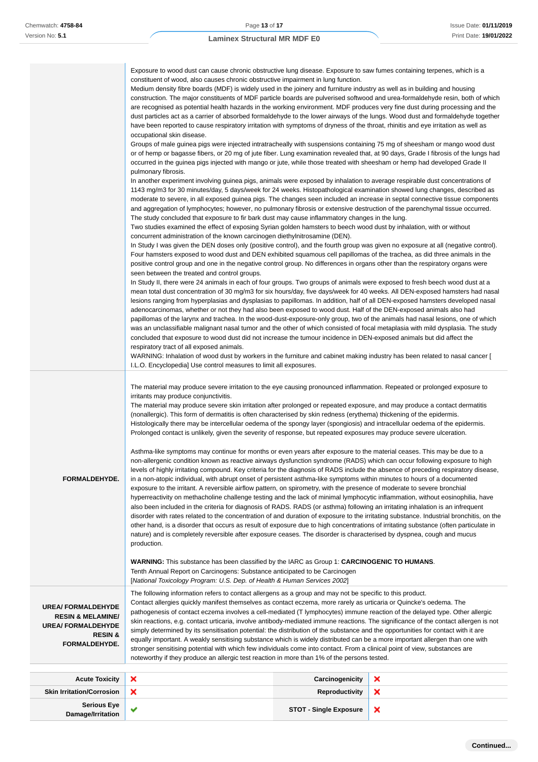| | |
|---|---|
| | Exposure to wood dust can cause chronic obstructive lung disease. Exposure to saw fumes containing terpenes, which is a constituent of wood, also causes chronic obstructive impairment in lung function.<br>Medium density fibre boards (MDF) is widely used in the joinery and furniture industry as well as in building and housing construction. The major constituents of MDF particle boards are pulverised softwood and urea-formaldehyde resin, both of which are recognised as potential health hazards in the working environment. MDF produces very fine dust during processing and the dust particles act as a carrier of absorbed formaldehyde to the lower airways of the lungs. Wood dust and formaldehyde together have been reported to cause respiratory irritation with symptoms of dryness of the throat, rhinitis and eye irritation as well as occupational skin disease.<br>Groups of male guinea pigs were injected intratracheally with suspensions containing 75 mg of sheesham or mango wood dust or of hemp or bagasse fibers, or 20 mg of jute fiber. Lung examination revealed that, at 90 days, Grade I fibrosis of the lungs had occurred in the guinea pigs injected with mango or jute, while those treated with sheesham or hemp had developed Grade II pulmonary fibrosis.<br>In another experiment involving guinea pigs, animals were exposed by inhalation to average respirable dust concentrations of 1143 mg/m3 for 30 minutes/day, 5 days/week for 24 weeks. Histopathological examination showed lung changes, described as moderate to severe, in all exposed guinea pigs. The changes seen included an increase in septal connective tissue components and aggregation of lymphocytes; however, no pulmonary fibrosis or extensive destruction of the parenchymal tissue occurred. The study concluded that exposure to fir bark dust may cause inflammatory changes in the lung.<br>Two studies examined the effect of exposing Syrian golden hamsters to beech wood dust by inhalation, with or without concurrent administration of the known carcinogen diethylnitrosamine (DEN).<br>In Study I was given the DEN doses only (positive control), and the fourth group was given no exposure at all (negative control). Four hamsters exposed to wood dust and DEN exhibited squamous cell papillomas of the trachea, as did three animals in the positive control group and one in the negative control group. No differences in organs other than the respiratory organs were seen between the treated and control groups.<br>In Study II, there were 24 animals in each of four groups. Two groups of animals were exposed to fresh beech wood dust at a mean total dust concentration of 30 mg/m3 for six hours/day, five days/week for 40 weeks. All DEN-exposed hamsters had nasal lesions ranging from hyperplasias and dysplasias to papillomas. In addition, half of all DEN-exposed hamsters developed nasal adenocarcinomas, whether or not they had also been exposed to wood dust. Half of the DEN-exposed animals also had papillomas of the larynx and trachea. In the wood-dust-exposure-only group, two of the animals had nasal lesions, one of which was an unclassifiable malignant nasal tumor and the other of which consisted of focal metaplasia with mild dysplasia. The study concluded that exposure to wood dust did not increase the tumour incidence in DEN-exposed animals but did affect the respiratory tract of all exposed animals.<br>WARNING: Inhalation of wood dust by workers in the furniture and cabinet making industry has been related to nasal cancer [ I.L.O. Encyclopedia] Use control measures to limit all exposures. |
| **FORMALDEHYDE.** | The material may produce severe irritation to the eye causing pronounced inflammation. Repeated or prolonged exposure to irritants may produce conjunctivitis.<br>The material may produce severe skin irritation after prolonged or repeated exposure, and may produce a contact dermatitis (nonallergic). This form of dermatitis is often characterised by skin redness (erythema) thickening of the epidermis. Histologically there may be intercellular oedema of the spongy layer (spongiosis) and intracellular oedema of the epidermis. Prolonged contact is unlikely, given the severity of response, but repeated exposures may produce severe ulceration.<br><br>Asthma-like symptoms may continue for months or even years after exposure to the material ceases. This may be due to a non-allergenic condition known as reactive airways dysfunction syndrome (RADS) which can occur following exposure to high levels of highly irritating compound. Key criteria for the diagnosis of RADS include the absence of preceding respiratory disease, in a non-atopic individual, with abrupt onset of persistent asthma-like symptoms within minutes to hours of a documented exposure to the irritant. A reversible airflow pattern, on spirometry, with the presence of moderate to severe bronchial hyperreactivity on methacholine challenge testing and the lack of minimal lymphocytic inflammation, without eosinophilia, have also been included in the criteria for diagnosis of RADS. RADS (or asthma) following an irritating inhalation is an infrequent disorder with rates related to the concentration of and duration of exposure to the irritating substance. Industrial bronchitis, on the other hand, is a disorder that occurs as result of exposure due to high concentrations of irritating substance (often particulate in nature) and is completely reversible after exposure ceases. The disorder is characterised by dyspnea, cough and mucus production.<br><br>**WARNING:** This substance has been classified by the IARC as Group 1: **CARCINOGENIC TO HUMANS**.<br>Tenth Annual Report on Carcinogens: Substance anticipated to be Carcinogen<br>[*National Toxicology Program: U.S. Dep. of Health & Human Services 2002*] |
| **UREA/ FORMALDEHYDE RESIN & MELAMINE/ UREA/ FORMALDEHYDE RESIN & FORMALDEHYDE.** | The following information refers to contact allergens as a group and may not be specific to this product.<br>Contact allergies quickly manifest themselves as contact eczema, more rarely as urticaria or Quincke's oedema. The pathogenesis of contact eczema involves a cell-mediated (T lymphocytes) immune reaction of the delayed type. Other allergic skin reactions, e.g. contact urticaria, involve antibody-mediated immune reactions. The significance of the contact allergen is not simply determined by its sensitisation potential: the distribution of the substance and the opportunities for contact with it are equally important. A weakly sensitising substance which is widely distributed can be a more important allergen than one with stronger sensitising potential with which few individuals come into contact. From a clinical point of view, substances are noteworthy if they produce an allergic test reaction in more than 1% of the persons tested. |

| | | | |
|---|---|---|---|
| **Acute Toxicity** | ✘ | **Carcinogenicity** | ✘ |
| **Skin Irritation/Corrosion** | ✘ | **Reproductivity** | ✘ |
| **Serious Eye Damage/Irritation** | ✔ | **STOT - Single Exposure** | ✘ |

**Continued...**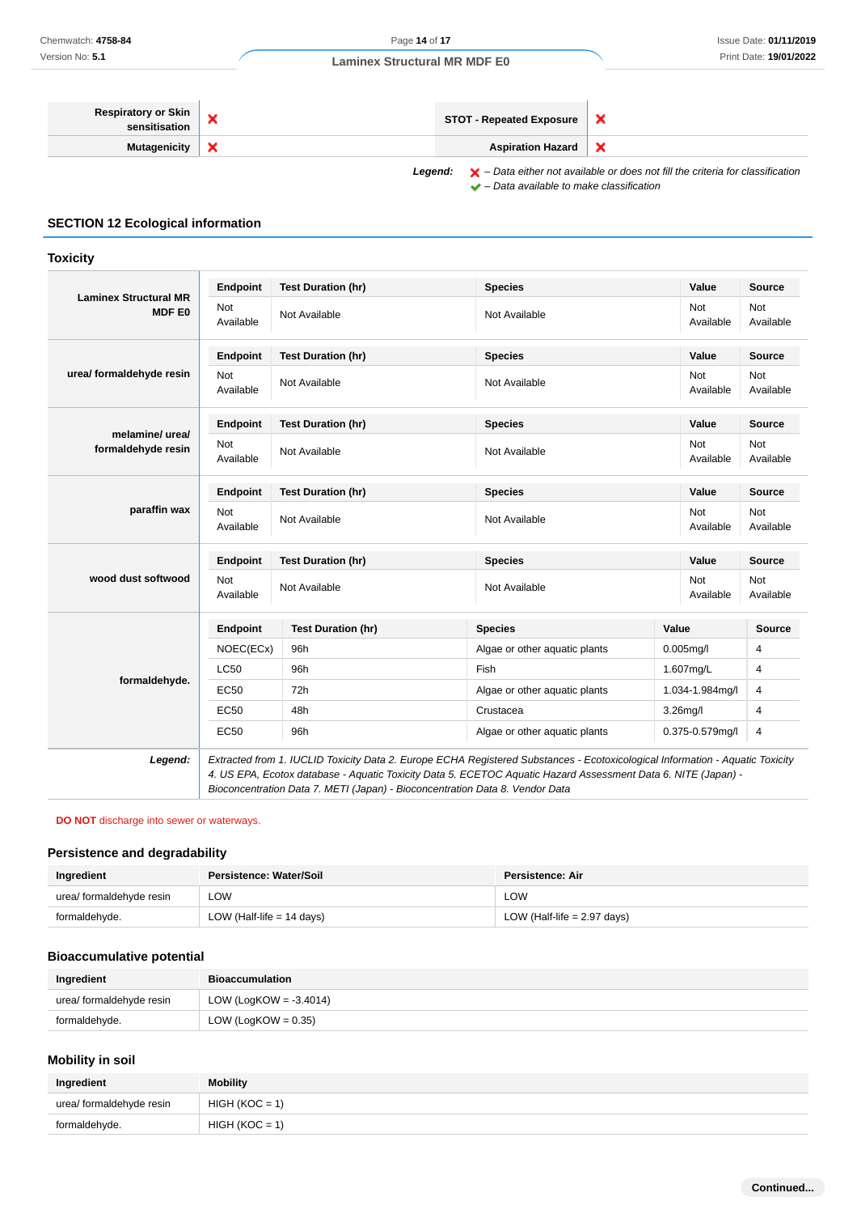| Respiratory or Skin sensitisation | ❌ | STOT - Repeated Exposure | ❌ |
|---|---|---|---|
| Mutagenicity | ❌ | Aspiration Hazard | ❌ |

*Legend:* ❌ – *Data either not available or does not fill the criteria for classification*
✔ – *Data available to make classification*

## SECTION 12 Ecological information

### Toxicity

**Laminex Structural MR MDF E0**

| Endpoint | Test Duration (hr) | Species | Value | Source |
|---|---|---|---|---|
| Not Available | Not Available | Not Available | Not Available | Not Available |

**urea/ formaldehyde resin**

| Endpoint | Test Duration (hr) | Species | Value | Source |
|---|---|---|---|---|
| Not Available | Not Available | Not Available | Not Available | Not Available |

**melamine/ urea/ formaldehyde resin**

| Endpoint | Test Duration (hr) | Species | Value | Source |
|---|---|---|---|---|
| Not Available | Not Available | Not Available | Not Available | Not Available |

**paraffin wax**

| Endpoint | Test Duration (hr) | Species | Value | Source |
|---|---|---|---|---|
| Not Available | Not Available | Not Available | Not Available | Not Available |

**wood dust softwood**

| Endpoint | Test Duration (hr) | Species | Value | Source |
|---|---|---|---|---|
| Not Available | Not Available | Not Available | Not Available | Not Available |

**formaldehyde.**

| Endpoint | Test Duration (hr) | Species | Value | Source |
|---|---|---|---|---|
| NOEC(ECx) | 96h | Algae or other aquatic plants | 0.005mg/l | 4 |
| LC50 | 96h | Fish | 1.607mg/L | 4 |
| EC50 | 72h | Algae or other aquatic plants | 1.034-1.984mg/l | 4 |
| EC50 | 48h | Crustacea | 3.26mg/l | 4 |
| EC50 | 96h | Algae or other aquatic plants | 0.375-0.579mg/l | 4 |

***Legend:*** *Extracted from 1. IUCLID Toxicity Data 2. Europe ECHA Registered Substances - Ecotoxicological Information - Aquatic Toxicity 4. US EPA, Ecotox database - Aquatic Toxicity Data 5. ECETOC Aquatic Hazard Assessment Data 6. NITE (Japan) - Bioconcentration Data 7. METI (Japan) - Bioconcentration Data 8. Vendor Data*

**DO NOT** discharge into sewer or waterways.

### Persistence and degradability

| Ingredient | Persistence: Water/Soil | Persistence: Air |
|---|---|---|
| urea/ formaldehyde resin | LOW | LOW |
| formaldehyde. | LOW (Half-life = 14 days) | LOW (Half-life = 2.97 days) |

### Bioaccumulative potential

| Ingredient | Bioaccumulation |
|---|---|
| urea/ formaldehyde resin | LOW (LogKOW = -3.4014) |
| formaldehyde. | LOW (LogKOW = 0.35) |

### Mobility in soil

| Ingredient | Mobility |
|---|---|
| urea/ formaldehyde resin | HIGH (KOC = 1) |
| formaldehyde. | HIGH (KOC = 1) |

**Continued...**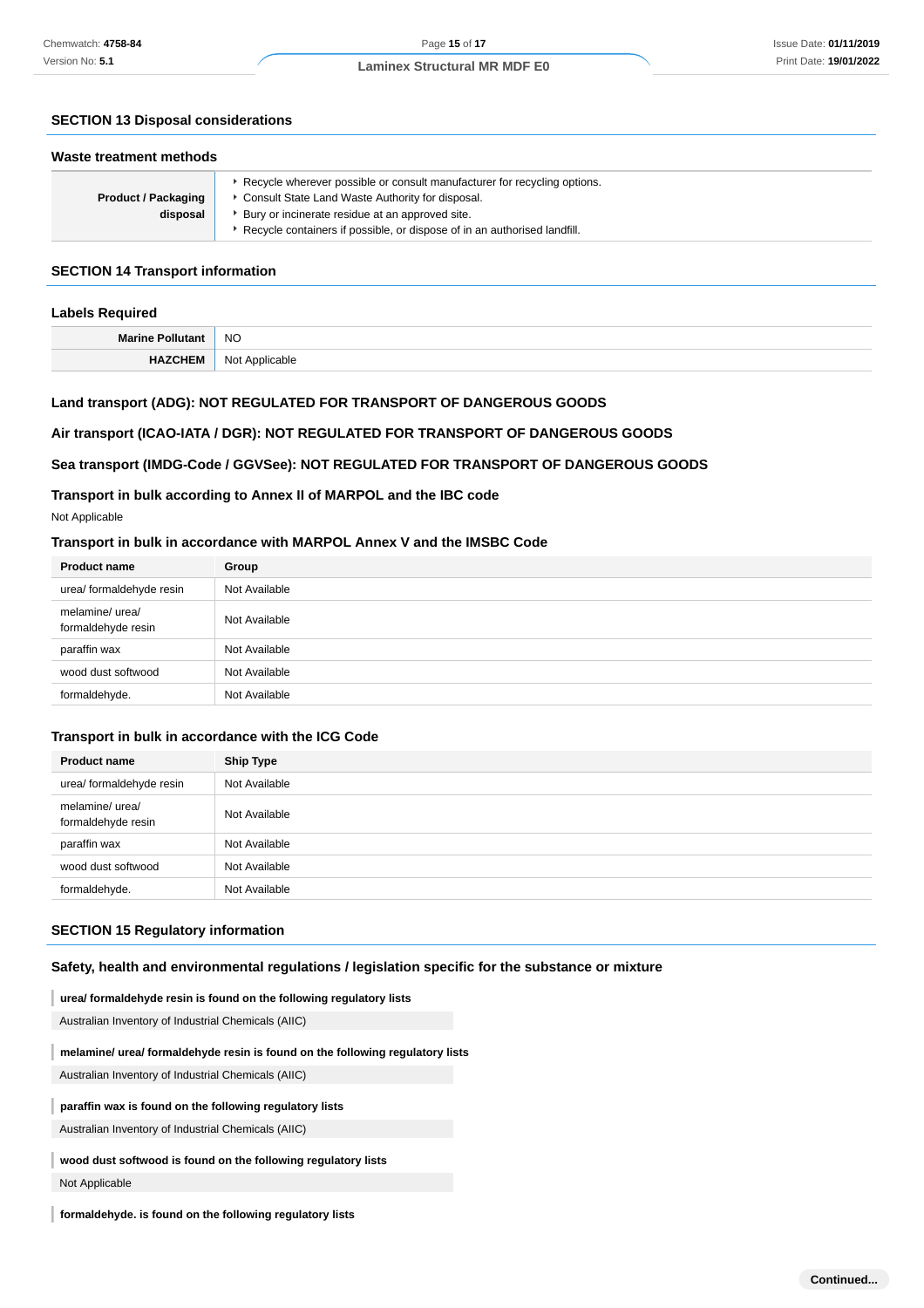## SECTION 13 Disposal considerations

### Waste treatment methods

| | |
|---|---|
| **Product / Packaging disposal** | ‣ Recycle wherever possible or consult manufacturer for recycling options.<br>‣ Consult State Land Waste Authority for disposal.<br>‣ Bury or incinerate residue at an approved site.<br>‣ Recycle containers if possible, or dispose of in an authorised landfill. |

## SECTION 14 Transport information

### Labels Required

| | |
|---|---|
| **Marine Pollutant** | NO |
| **HAZCHEM** | Not Applicable |

### Land transport (ADG): NOT REGULATED FOR TRANSPORT OF DANGEROUS GOODS

### Air transport (ICAO-IATA / DGR): NOT REGULATED FOR TRANSPORT OF DANGEROUS GOODS

### Sea transport (IMDG-Code / GGVSee): NOT REGULATED FOR TRANSPORT OF DANGEROUS GOODS

### Transport in bulk according to Annex II of MARPOL and the IBC code

Not Applicable

### Transport in bulk in accordance with MARPOL Annex V and the IMSBC Code

| Product name | Group |
|---|---|
| urea/ formaldehyde resin | Not Available |
| melamine/ urea/ formaldehyde resin | Not Available |
| paraffin wax | Not Available |
| wood dust softwood | Not Available |
| formaldehyde. | Not Available |

### Transport in bulk in accordance with the ICG Code

| Product name | Ship Type |
|---|---|
| urea/ formaldehyde resin | Not Available |
| melamine/ urea/ formaldehyde resin | Not Available |
| paraffin wax | Not Available |
| wood dust softwood | Not Available |
| formaldehyde. | Not Available |

## SECTION 15 Regulatory information

### Safety, health and environmental regulations / legislation specific for the substance or mixture

**urea/ formaldehyde resin is found on the following regulatory lists**

Australian Inventory of Industrial Chemicals (AIIC)

**melamine/ urea/ formaldehyde resin is found on the following regulatory lists**

Australian Inventory of Industrial Chemicals (AIIC)

**paraffin wax is found on the following regulatory lists**

Australian Inventory of Industrial Chemicals (AIIC)

**wood dust softwood is found on the following regulatory lists**

Not Applicable

**formaldehyde. is found on the following regulatory lists**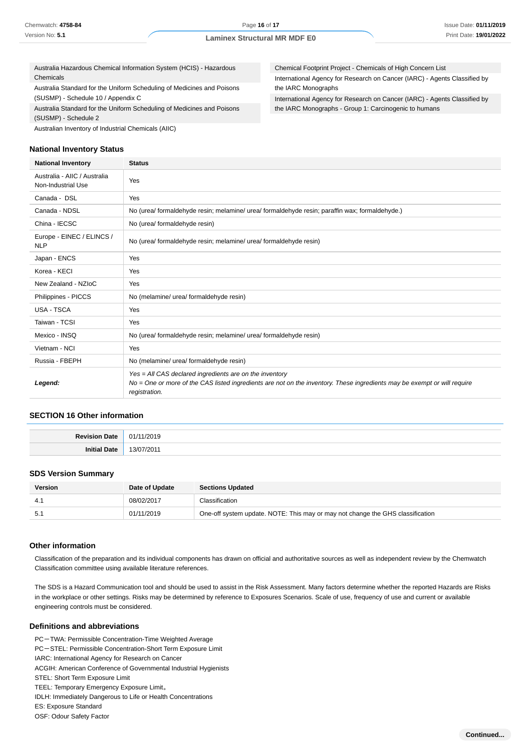Australia Hazardous Chemical Information System (HCIS) - Hazardous Chemicals

Australia Standard for the Uniform Scheduling of Medicines and Poisons (SUSMP) - Schedule 10 / Appendix C

Australia Standard for the Uniform Scheduling of Medicines and Poisons (SUSMP) - Schedule 2

Australian Inventory of Industrial Chemicals (AIIC)

Chemical Footprint Project - Chemicals of High Concern List

International Agency for Research on Cancer (IARC) - Agents Classified by the IARC Monographs

International Agency for Research on Cancer (IARC) - Agents Classified by the IARC Monographs - Group 1: Carcinogenic to humans

### National Inventory Status

| National Inventory | Status |
|---|---|
| Australia - AIIC / Australia Non-Industrial Use | Yes |
| Canada - DSL | Yes |
| Canada - NDSL | No (urea/ formaldehyde resin; melamine/ urea/ formaldehyde resin; paraffin wax; formaldehyde.) |
| China - IECSC | No (urea/ formaldehyde resin) |
| Europe - EINEC / ELINCS / NLP | No (urea/ formaldehyde resin; melamine/ urea/ formaldehyde resin) |
| Japan - ENCS | Yes |
| Korea - KECI | Yes |
| New Zealand - NZIoC | Yes |
| Philippines - PICCS | No (melamine/ urea/ formaldehyde resin) |
| USA - TSCA | Yes |
| Taiwan - TCSI | Yes |
| Mexico - INSQ | No (urea/ formaldehyde resin; melamine/ urea/ formaldehyde resin) |
| Vietnam - NCI | Yes |
| Russia - FBEPH | No (melamine/ urea/ formaldehyde resin) |
| ***Legend:*** | *Yes = All CAS declared ingredients are on the inventory*<br>*No = One or more of the CAS listed ingredients are not on the inventory. These ingredients may be exempt or will require registration.* |

## SECTION 16 Other information

| | |
|---|---|
| **Revision Date** | 01/11/2019 |
| **Initial Date** | 13/07/2011 |

### SDS Version Summary

| Version | Date of Update | Sections Updated |
|---|---|---|
| 4.1 | 08/02/2017 | Classification |
| 5.1 | 01/11/2019 | One-off system update. NOTE: This may or may not change the GHS classification |

### Other information

Classification of the preparation and its individual components has drawn on official and authoritative sources as well as independent review by the Chemwatch Classification committee using available literature references.

The SDS is a Hazard Communication tool and should be used to assist in the Risk Assessment. Many factors determine whether the reported Hazards are Risks in the workplace or other settings. Risks may be determined by reference to Exposures Scenarios. Scale of use, frequency of use and current or available engineering controls must be considered.

### Definitions and abbreviations

PC－TWA: Permissible Concentration-Time Weighted Average
PC－STEL: Permissible Concentration-Short Term Exposure Limit
IARC: International Agency for Research on Cancer
ACGIH: American Conference of Governmental Industrial Hygienists
STEL: Short Term Exposure Limit
TEEL: Temporary Emergency Exposure Limit。
IDLH: Immediately Dangerous to Life or Health Concentrations
ES: Exposure Standard
OSF: Odour Safety Factor

**Continued...**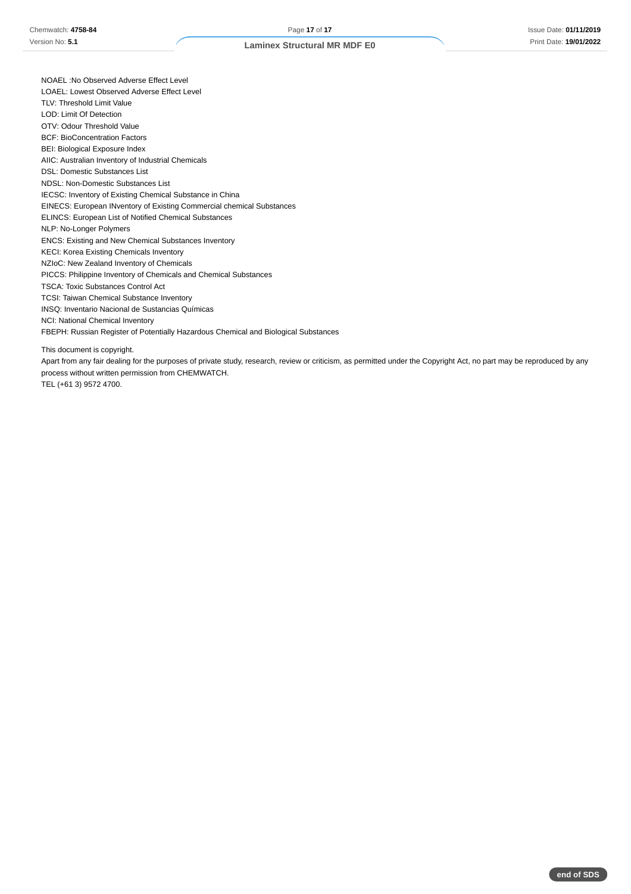NOAEL :No Observed Adverse Effect Level
LOAEL: Lowest Observed Adverse Effect Level
TLV: Threshold Limit Value
LOD: Limit Of Detection
OTV: Odour Threshold Value
BCF: BioConcentration Factors
BEI: Biological Exposure Index
AIIC: Australian Inventory of Industrial Chemicals
DSL: Domestic Substances List
NDSL: Non-Domestic Substances List
IECSC: Inventory of Existing Chemical Substance in China
EINECS: European INventory of Existing Commercial chemical Substances
ELINCS: European List of Notified Chemical Substances
NLP: No-Longer Polymers
ENCS: Existing and New Chemical Substances Inventory
KECI: Korea Existing Chemicals Inventory
NZIoC: New Zealand Inventory of Chemicals
PICCS: Philippine Inventory of Chemicals and Chemical Substances
TSCA: Toxic Substances Control Act
TCSI: Taiwan Chemical Substance Inventory
INSQ: Inventario Nacional de Sustancias Químicas
NCI: National Chemical Inventory
FBEPH: Russian Register of Potentially Hazardous Chemical and Biological Substances

This document is copyright.
Apart from any fair dealing for the purposes of private study, research, review or criticism, as permitted under the Copyright Act, no part may be reproduced by any process without written permission from CHEMWATCH.
TEL (+61 3) 9572 4700.

end of SDS